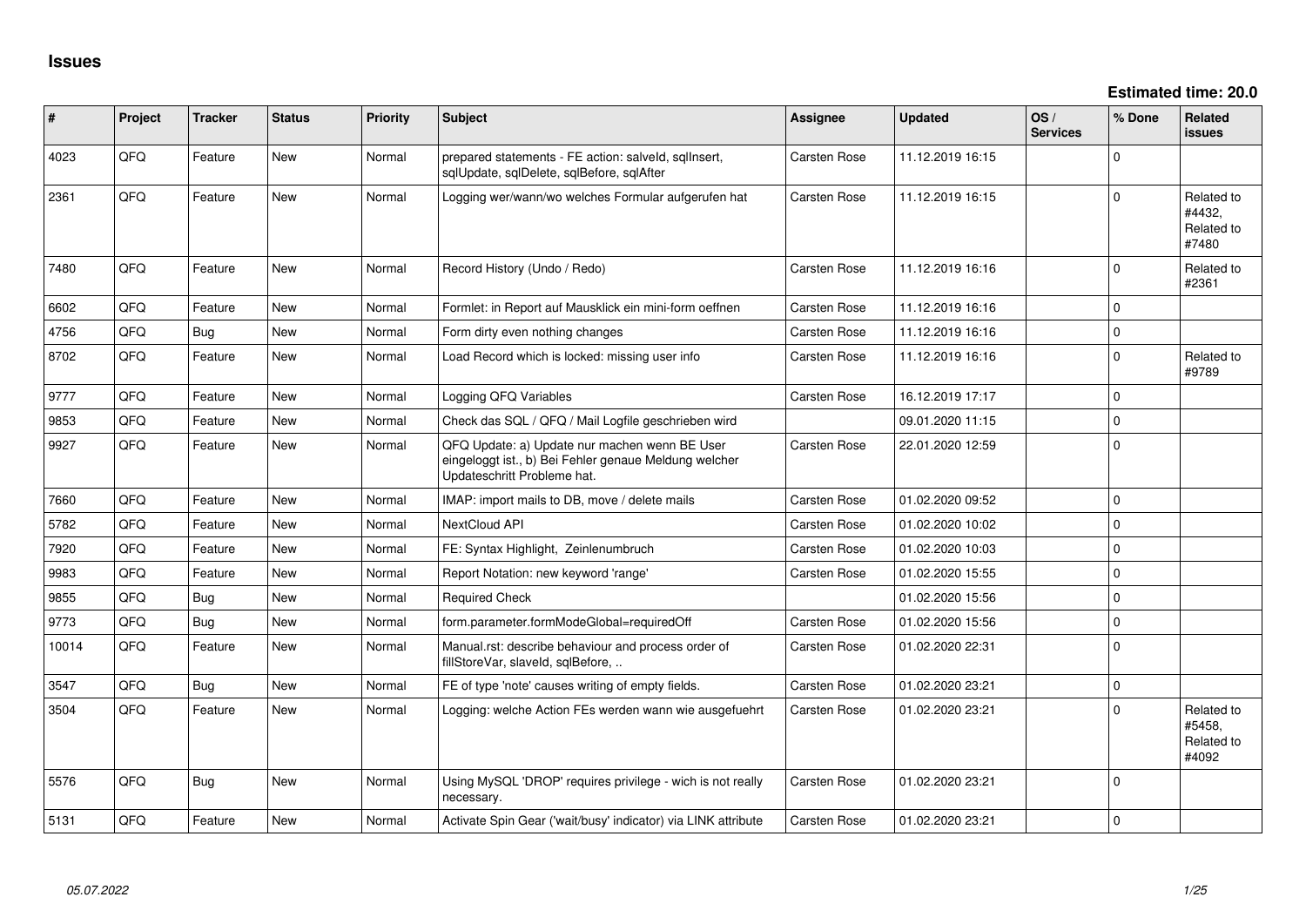# Issues

**Estimated time: 20.0**

| # | Project | Tracker | Status | Priority | Subject | Assignee | Updated | OS / Services | % Done | Related issues |
|---|---|---|---|---|---|---|---|---|---|---|
| 4023 | QFQ | Feature | New | Normal | prepared statements - FE action: salveId, sqlInsert, sqlUpdate, sqlDelete, sqlBefore, sqlAfter | Carsten Rose | 11.12.2019 16:15 | | 0 | |
| 2361 | QFQ | Feature | New | Normal | Logging wer/wann/wo welches Formular aufgerufen hat | Carsten Rose | 11.12.2019 16:15 | | 0 | Related to #4432, Related to #7480 |
| 7480 | QFQ | Feature | New | Normal | Record History (Undo / Redo) | Carsten Rose | 11.12.2019 16:16 | | 0 | Related to #2361 |
| 6602 | QFQ | Feature | New | Normal | Formlet: in Report auf Mausklick ein mini-form oeffnen | Carsten Rose | 11.12.2019 16:16 | | 0 | |
| 4756 | QFQ | Bug | New | Normal | Form dirty even nothing changes | Carsten Rose | 11.12.2019 16:16 | | 0 | |
| 8702 | QFQ | Feature | New | Normal | Load Record which is locked: missing user info | Carsten Rose | 11.12.2019 16:16 | | 0 | Related to #9789 |
| 9777 | QFQ | Feature | New | Normal | Logging QFQ Variables | Carsten Rose | 16.12.2019 17:17 | | 0 | |
| 9853 | QFQ | Feature | New | Normal | Check das SQL / QFQ / Mail Logfile geschrieben wird | | 09.01.2020 11:15 | | 0 | |
| 9927 | QFQ | Feature | New | Normal | QFQ Update: a) Update nur machen wenn BE User eingeloggt ist., b) Bei Fehler genaue Meldung welcher Updateschritt Probleme hat. | Carsten Rose | 22.01.2020 12:59 | | 0 | |
| 7660 | QFQ | Feature | New | Normal | IMAP: import mails to DB, move / delete mails | Carsten Rose | 01.02.2020 09:52 | | 0 | |
| 5782 | QFQ | Feature | New | Normal | NextCloud API | Carsten Rose | 01.02.2020 10:02 | | 0 | |
| 7920 | QFQ | Feature | New | Normal | FE: Syntax Highlight, Zeinlenumbruch | Carsten Rose | 01.02.2020 10:03 | | 0 | |
| 9983 | QFQ | Feature | New | Normal | Report Notation: new keyword 'range' | Carsten Rose | 01.02.2020 15:55 | | 0 | |
| 9855 | QFQ | Bug | New | Normal | Required Check | | 01.02.2020 15:56 | | 0 | |
| 9773 | QFQ | Bug | New | Normal | form.parameter.formModeGlobal=requiredOff | Carsten Rose | 01.02.2020 15:56 | | 0 | |
| 10014 | QFQ | Feature | New | Normal | Manual.rst: describe behaviour and process order of fillStoreVar, slaveId, sqlBefore, .. | Carsten Rose | 01.02.2020 22:31 | | 0 | |
| 3547 | QFQ | Bug | New | Normal | FE of type 'note' causes writing of empty fields. | Carsten Rose | 01.02.2020 23:21 | | 0 | |
| 3504 | QFQ | Feature | New | Normal | Logging: welche Action FEs werden wann wie ausgefuehrt | Carsten Rose | 01.02.2020 23:21 | | 0 | Related to #5458, Related to #4092 |
| 5576 | QFQ | Bug | New | Normal | Using MySQL 'DROP' requires privilege - wich is not really necessary. | Carsten Rose | 01.02.2020 23:21 | | 0 | |
| 5131 | QFQ | Feature | New | Normal | Activate Spin Gear ('wait/busy' indicator) via LINK attribute | Carsten Rose | 01.02.2020 23:21 | | 0 | |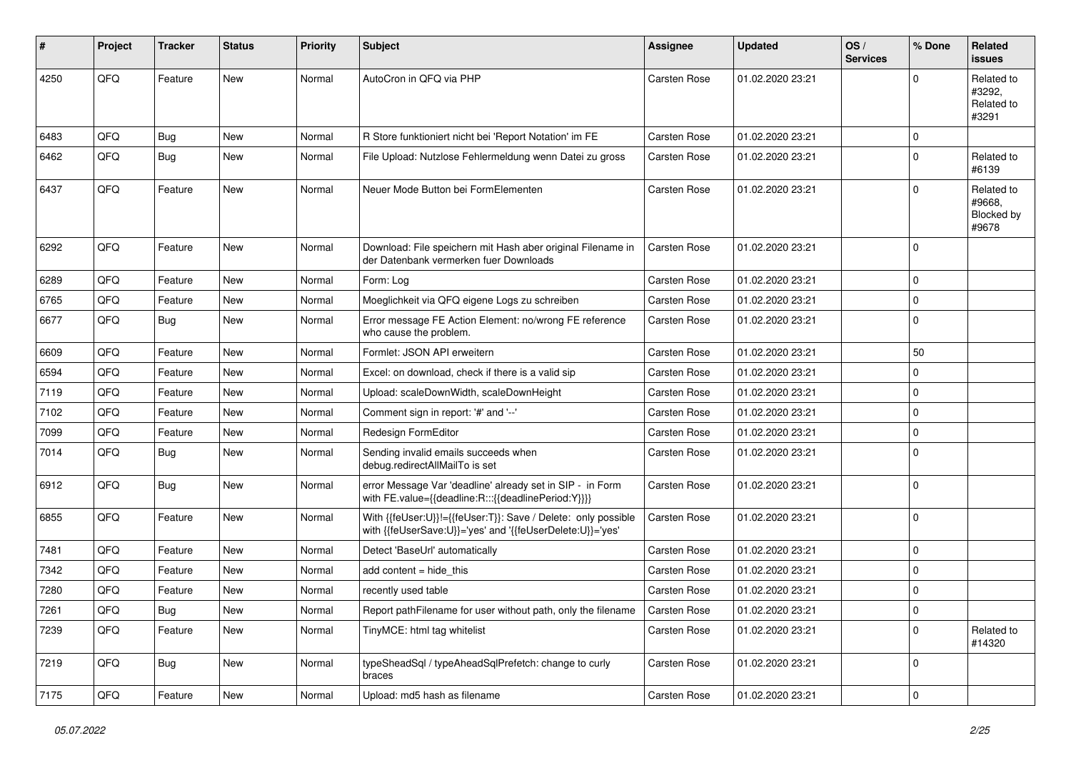| # | Project | Tracker | Status | Priority | Subject | Assignee | Updated | OS / Services | % Done | Related issues |
|---|---|---|---|---|---|---|---|---|---|---|
| 4250 | QFQ | Feature | New | Normal | AutoCron in QFQ via PHP | Carsten Rose | 01.02.2020 23:21 | | 0 | Related to #3292, Related to #3291 |
| 6483 | QFQ | Bug | New | Normal | R Store funktioniert nicht bei 'Report Notation' im FE | Carsten Rose | 01.02.2020 23:21 | | 0 | |
| 6462 | QFQ | Bug | New | Normal | File Upload: Nutzlose Fehlermeldung wenn Datei zu gross | Carsten Rose | 01.02.2020 23:21 | | 0 | Related to #6139 |
| 6437 | QFQ | Feature | New | Normal | Neuer Mode Button bei FormElementen | Carsten Rose | 01.02.2020 23:21 | | 0 | Related to #9668, Blocked by #9678 |
| 6292 | QFQ | Feature | New | Normal | Download: File speichern mit Hash aber original Filename in der Datenbank vermerken fuer Downloads | Carsten Rose | 01.02.2020 23:21 | | 0 | |
| 6289 | QFQ | Feature | New | Normal | Form: Log | Carsten Rose | 01.02.2020 23:21 | | 0 | |
| 6765 | QFQ | Feature | New | Normal | Moeglichkeit via QFQ eigene Logs zu schreiben | Carsten Rose | 01.02.2020 23:21 | | 0 | |
| 6677 | QFQ | Bug | New | Normal | Error message FE Action Element: no/wrong FE reference who cause the problem. | Carsten Rose | 01.02.2020 23:21 | | 0 | |
| 6609 | QFQ | Feature | New | Normal | Formlet: JSON API erweitern | Carsten Rose | 01.02.2020 23:21 | | 50 | |
| 6594 | QFQ | Feature | New | Normal | Excel: on download, check if there is a valid sip | Carsten Rose | 01.02.2020 23:21 | | 0 | |
| 7119 | QFQ | Feature | New | Normal | Upload: scaleDownWidth, scaleDownHeight | Carsten Rose | 01.02.2020 23:21 | | 0 | |
| 7102 | QFQ | Feature | New | Normal | Comment sign in report: '#' and '--' | Carsten Rose | 01.02.2020 23:21 | | 0 | |
| 7099 | QFQ | Feature | New | Normal | Redesign FormEditor | Carsten Rose | 01.02.2020 23:21 | | 0 | |
| 7014 | QFQ | Bug | New | Normal | Sending invalid emails succeeds when debug.redirectAllMailTo is set | Carsten Rose | 01.02.2020 23:21 | | 0 | |
| 6912 | QFQ | Bug | New | Normal | error Message Var 'deadline' already set in SIP - in Form with FE.value={{deadline:R:::{{deadlinePeriod:Y}}}} | Carsten Rose | 01.02.2020 23:21 | | 0 | |
| 6855 | QFQ | Feature | New | Normal | With {{feUser:U}}!={{feUser:T}}: Save / Delete: only possible with {{feUserSave:U}}='yes' and '{{feUserDelete:U}}='yes' | Carsten Rose | 01.02.2020 23:21 | | 0 | |
| 7481 | QFQ | Feature | New | Normal | Detect 'BaseUrl' automatically | Carsten Rose | 01.02.2020 23:21 | | 0 | |
| 7342 | QFQ | Feature | New | Normal | add content = hide_this | Carsten Rose | 01.02.2020 23:21 | | 0 | |
| 7280 | QFQ | Feature | New | Normal | recently used table | Carsten Rose | 01.02.2020 23:21 | | 0 | |
| 7261 | QFQ | Bug | New | Normal | Report pathFilename for user without path, only the filename | Carsten Rose | 01.02.2020 23:21 | | 0 | |
| 7239 | QFQ | Feature | New | Normal | TinyMCE: html tag whitelist | Carsten Rose | 01.02.2020 23:21 | | 0 | Related to #14320 |
| 7219 | QFQ | Bug | New | Normal | typeSheadSql / typeAheadSqlPrefetch: change to curly braces | Carsten Rose | 01.02.2020 23:21 | | 0 | |
| 7175 | QFQ | Feature | New | Normal | Upload: md5 hash as filename | Carsten Rose | 01.02.2020 23:21 | | 0 | |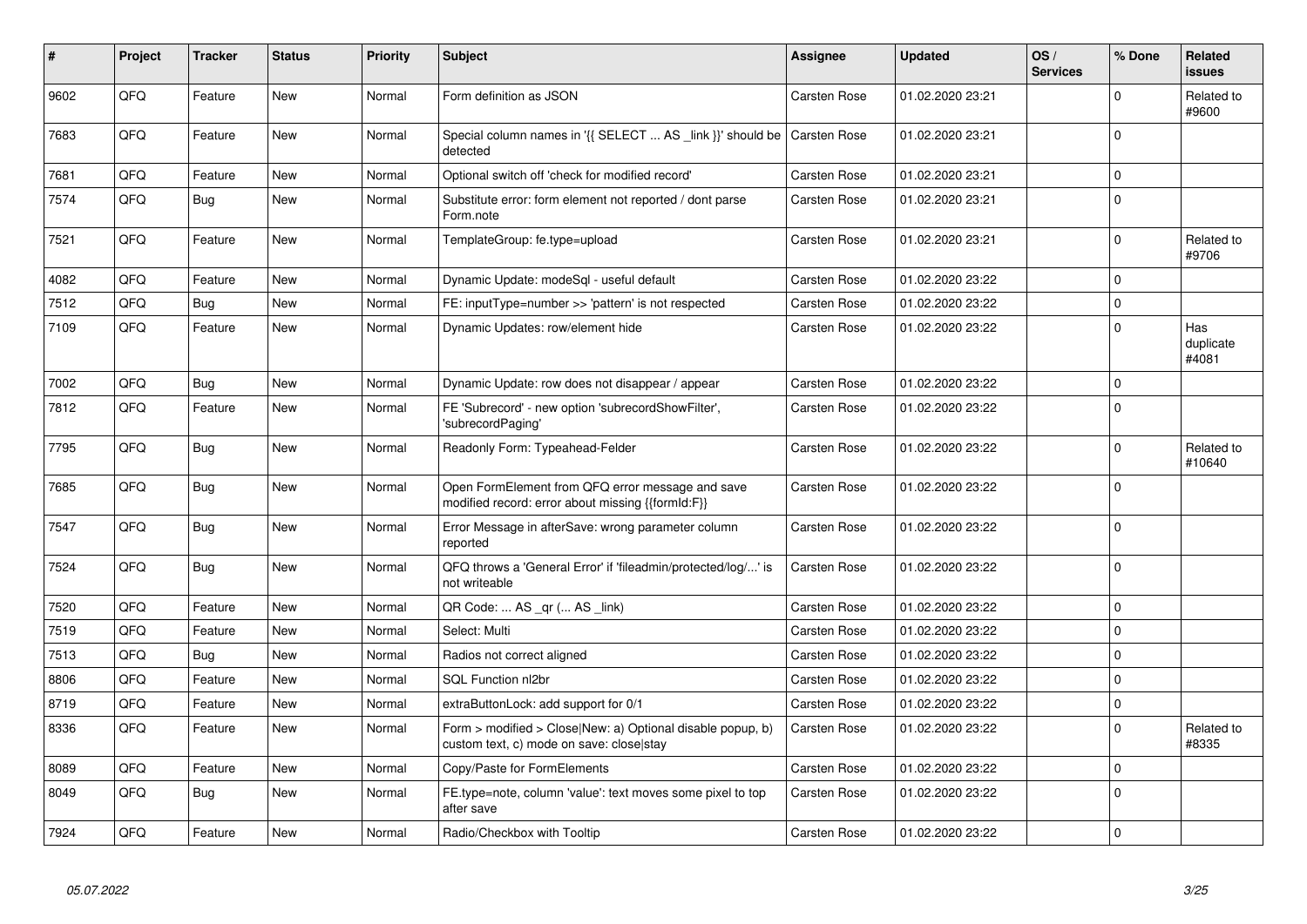| # | Project | Tracker | Status | Priority | Subject | Assignee | Updated | OS / Services | % Done | Related issues |
|---|---|---|---|---|---|---|---|---|---|---|
| 9602 | QFQ | Feature | New | Normal | Form definition as JSON | Carsten Rose | 01.02.2020 23:21 | | 0 | Related to #9600 |
| 7683 | QFQ | Feature | New | Normal | Special column names in '{{ SELECT ... AS _link }}' should be detected | Carsten Rose | 01.02.2020 23:21 | | 0 | |
| 7681 | QFQ | Feature | New | Normal | Optional switch off 'check for modified record' | Carsten Rose | 01.02.2020 23:21 | | 0 | |
| 7574 | QFQ | Bug | New | Normal | Substitute error: form element not reported / dont parse Form.note | Carsten Rose | 01.02.2020 23:21 | | 0 | |
| 7521 | QFQ | Feature | New | Normal | TemplateGroup: fe.type=upload | Carsten Rose | 01.02.2020 23:21 | | 0 | Related to #9706 |
| 4082 | QFQ | Feature | New | Normal | Dynamic Update: modeSql - useful default | Carsten Rose | 01.02.2020 23:22 | | 0 | |
| 7512 | QFQ | Bug | New | Normal | FE: inputType=number >> 'pattern' is not respected | Carsten Rose | 01.02.2020 23:22 | | 0 | |
| 7109 | QFQ | Feature | New | Normal | Dynamic Updates: row/element hide | Carsten Rose | 01.02.2020 23:22 | | 0 | Has duplicate #4081 |
| 7002 | QFQ | Bug | New | Normal | Dynamic Update: row does not disappear / appear | Carsten Rose | 01.02.2020 23:22 | | 0 | |
| 7812 | QFQ | Feature | New | Normal | FE 'Subrecord' - new option 'subrecordShowFilter', 'subrecordPaging' | Carsten Rose | 01.02.2020 23:22 | | 0 | |
| 7795 | QFQ | Bug | New | Normal | Readonly Form: Typeahead-Felder | Carsten Rose | 01.02.2020 23:22 | | 0 | Related to #10640 |
| 7685 | QFQ | Bug | New | Normal | Open FormElement from QFQ error message and save modified record: error about missing {{formId:F}} | Carsten Rose | 01.02.2020 23:22 | | 0 | |
| 7547 | QFQ | Bug | New | Normal | Error Message in afterSave: wrong parameter column reported | Carsten Rose | 01.02.2020 23:22 | | 0 | |
| 7524 | QFQ | Bug | New | Normal | QFQ throws a 'General Error' if 'fileadmin/protected/log/...' is not writeable | Carsten Rose | 01.02.2020 23:22 | | 0 | |
| 7520 | QFQ | Feature | New | Normal | QR Code: ... AS _qr (... AS _link) | Carsten Rose | 01.02.2020 23:22 | | 0 | |
| 7519 | QFQ | Feature | New | Normal | Select: Multi | Carsten Rose | 01.02.2020 23:22 | | 0 | |
| 7513 | QFQ | Bug | New | Normal | Radios not correct aligned | Carsten Rose | 01.02.2020 23:22 | | 0 | |
| 8806 | QFQ | Feature | New | Normal | SQL Function nl2br | Carsten Rose | 01.02.2020 23:22 | | 0 | |
| 8719 | QFQ | Feature | New | Normal | extraButtonLock: add support for 0/1 | Carsten Rose | 01.02.2020 23:22 | | 0 | |
| 8336 | QFQ | Feature | New | Normal | Form > modified > Close\|New: a) Optional disable popup, b) custom text, c) mode on save: close\|stay | Carsten Rose | 01.02.2020 23:22 | | 0 | Related to #8335 |
| 8089 | QFQ | Feature | New | Normal | Copy/Paste for FormElements | Carsten Rose | 01.02.2020 23:22 | | 0 | |
| 8049 | QFQ | Bug | New | Normal | FE.type=note, column 'value': text moves some pixel to top after save | Carsten Rose | 01.02.2020 23:22 | | 0 | |
| 7924 | QFQ | Feature | New | Normal | Radio/Checkbox with Tooltip | Carsten Rose | 01.02.2020 23:22 | | 0 | |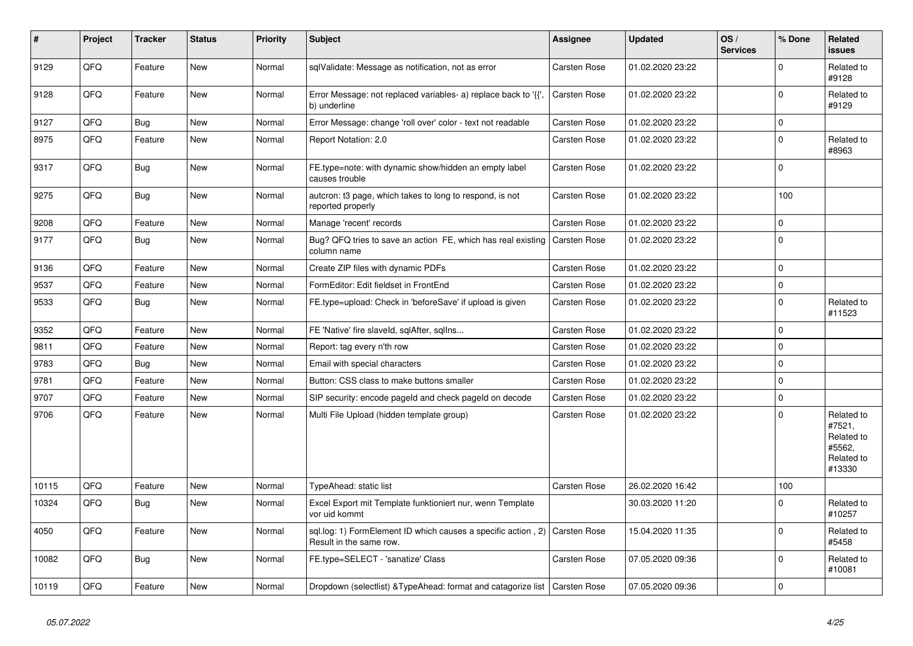| # | Project | Tracker | Status | Priority | Subject | Assignee | Updated | OS / Services | % Done | Related issues |
|---|---|---|---|---|---|---|---|---|---|---|
| 9129 | QFQ | Feature | New | Normal | sqlValidate: Message as notification, not as error | Carsten Rose | 01.02.2020 23:22 | | 0 | Related to #9128 |
| 9128 | QFQ | Feature | New | Normal | Error Message: not replaced variables- a) replace back to '{{', b) underline | Carsten Rose | 01.02.2020 23:22 | | 0 | Related to #9129 |
| 9127 | QFQ | Bug | New | Normal | Error Message: change 'roll over' color - text not readable | Carsten Rose | 01.02.2020 23:22 | | 0 | |
| 8975 | QFQ | Feature | New | Normal | Report Notation: 2.0 | Carsten Rose | 01.02.2020 23:22 | | 0 | Related to #8963 |
| 9317 | QFQ | Bug | New | Normal | FE.type=note: with dynamic show/hidden an empty label causes trouble | Carsten Rose | 01.02.2020 23:22 | | 0 | |
| 9275 | QFQ | Bug | New | Normal | autcron: t3 page, which takes to long to respond, is not reported properly | Carsten Rose | 01.02.2020 23:22 | | 100 | |
| 9208 | QFQ | Feature | New | Normal | Manage 'recent' records | Carsten Rose | 01.02.2020 23:22 | | 0 | |
| 9177 | QFQ | Bug | New | Normal | Bug? QFQ tries to save an action FE, which has real existing column name | Carsten Rose | 01.02.2020 23:22 | | 0 | |
| 9136 | QFQ | Feature | New | Normal | Create ZIP files with dynamic PDFs | Carsten Rose | 01.02.2020 23:22 | | 0 | |
| 9537 | QFQ | Feature | New | Normal | FormEditor: Edit fieldset in FrontEnd | Carsten Rose | 01.02.2020 23:22 | | 0 | |
| 9533 | QFQ | Bug | New | Normal | FE.type=upload: Check in 'beforeSave' if upload is given | Carsten Rose | 01.02.2020 23:22 | | 0 | Related to #11523 |
| 9352 | QFQ | Feature | New | Normal | FE 'Native' fire slaveId, sqlAfter, sqlIns... | Carsten Rose | 01.02.2020 23:22 | | 0 | |
| 9811 | QFQ | Feature | New | Normal | Report: tag every n'th row | Carsten Rose | 01.02.2020 23:22 | | 0 | |
| 9783 | QFQ | Bug | New | Normal | Email with special characters | Carsten Rose | 01.02.2020 23:22 | | 0 | |
| 9781 | QFQ | Feature | New | Normal | Button: CSS class to make buttons smaller | Carsten Rose | 01.02.2020 23:22 | | 0 | |
| 9707 | QFQ | Feature | New | Normal | SIP security: encode pageId and check pageId on decode | Carsten Rose | 01.02.2020 23:22 | | 0 | |
| 9706 | QFQ | Feature | New | Normal | Multi File Upload (hidden template group) | Carsten Rose | 01.02.2020 23:22 | | 0 | Related to #7521, Related to #5562, Related to #13330 |
| 10115 | QFQ | Feature | New | Normal | TypeAhead: static list | Carsten Rose | 26.02.2020 16:42 | | 100 | |
| 10324 | QFQ | Bug | New | Normal | Excel Export mit Template funktioniert nur, wenn Template vor uid kommt | | 30.03.2020 11:20 | | 0 | Related to #10257 |
| 4050 | QFQ | Feature | New | Normal | sql.log: 1) FormElement ID which causes a specific action , 2) Result in the same row. | Carsten Rose | 15.04.2020 11:35 | | 0 | Related to #5458 |
| 10082 | QFQ | Bug | New | Normal | FE.type=SELECT - 'sanatize' Class | Carsten Rose | 07.05.2020 09:36 | | 0 | Related to #10081 |
| 10119 | QFQ | Feature | New | Normal | Dropdown (selectlist) &TypeAhead: format and catagorize list | Carsten Rose | 07.05.2020 09:36 | | 0 | |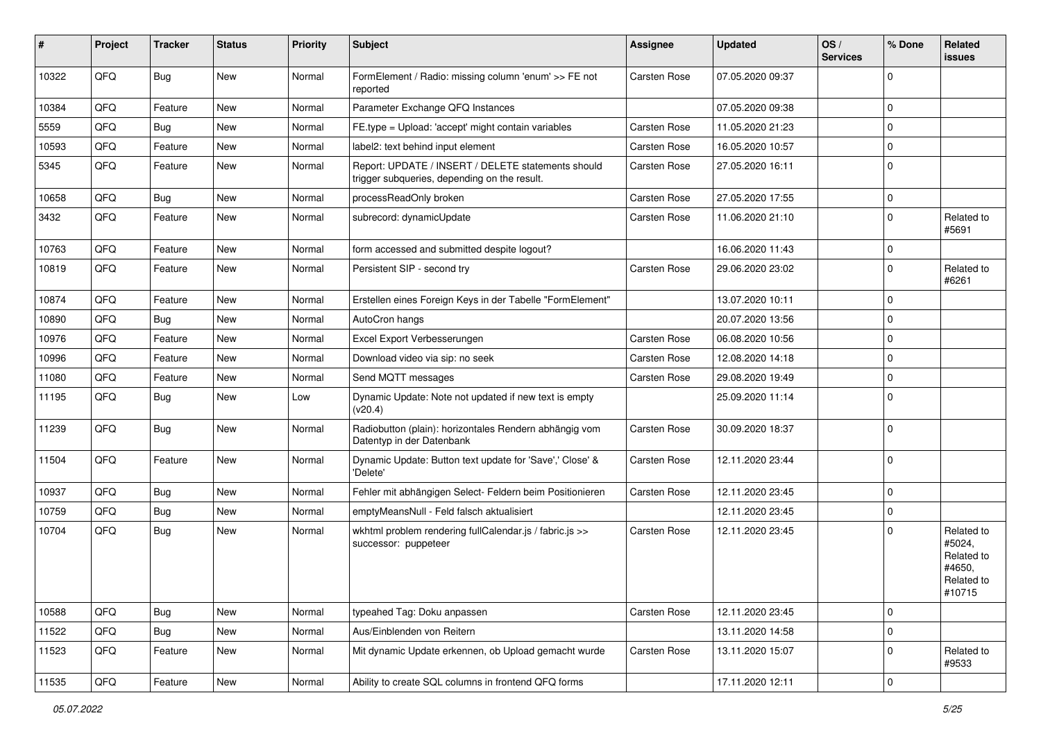| # | Project | Tracker | Status | Priority | Subject | Assignee | Updated | OS / Services | % Done | Related issues |
|---|---|---|---|---|---|---|---|---|---|---|
| 10322 | QFQ | Bug | New | Normal | FormElement / Radio: missing column 'enum' >> FE not reported | Carsten Rose | 07.05.2020 09:37 | | 0 | |
| 10384 | QFQ | Feature | New | Normal | Parameter Exchange QFQ Instances | | 07.05.2020 09:38 | | 0 | |
| 5559 | QFQ | Bug | New | Normal | FE.type = Upload: 'accept' might contain variables | Carsten Rose | 11.05.2020 21:23 | | 0 | |
| 10593 | QFQ | Feature | New | Normal | label2: text behind input element | Carsten Rose | 16.05.2020 10:57 | | 0 | |
| 5345 | QFQ | Feature | New | Normal | Report: UPDATE / INSERT / DELETE statements should trigger subqueries, depending on the result. | Carsten Rose | 27.05.2020 16:11 | | 0 | |
| 10658 | QFQ | Bug | New | Normal | processReadOnly broken | Carsten Rose | 27.05.2020 17:55 | | 0 | |
| 3432 | QFQ | Feature | New | Normal | subrecord: dynamicUpdate | Carsten Rose | 11.06.2020 21:10 | | 0 | Related to #5691 |
| 10763 | QFQ | Feature | New | Normal | form accessed and submitted despite logout? | | 16.06.2020 11:43 | | 0 | |
| 10819 | QFQ | Feature | New | Normal | Persistent SIP - second try | Carsten Rose | 29.06.2020 23:02 | | 0 | Related to #6261 |
| 10874 | QFQ | Feature | New | Normal | Erstellen eines Foreign Keys in der Tabelle "FormElement" | | 13.07.2020 10:11 | | 0 | |
| 10890 | QFQ | Bug | New | Normal | AutoCron hangs | | 20.07.2020 13:56 | | 0 | |
| 10976 | QFQ | Feature | New | Normal | Excel Export Verbesserungen | Carsten Rose | 06.08.2020 10:56 | | 0 | |
| 10996 | QFQ | Feature | New | Normal | Download video via sip: no seek | Carsten Rose | 12.08.2020 14:18 | | 0 | |
| 11080 | QFQ | Feature | New | Normal | Send MQTT messages | Carsten Rose | 29.08.2020 19:49 | | 0 | |
| 11195 | QFQ | Bug | New | Low | Dynamic Update: Note not updated if new text is empty (v20.4) | | 25.09.2020 11:14 | | 0 | |
| 11239 | QFQ | Bug | New | Normal | Radiobutton (plain): horizontales Rendern abhängig vom Datentyp in der Datenbank | Carsten Rose | 30.09.2020 18:37 | | 0 | |
| 11504 | QFQ | Feature | New | Normal | Dynamic Update: Button text update for 'Save',' Close' & 'Delete' | Carsten Rose | 12.11.2020 23:44 | | 0 | |
| 10937 | QFQ | Bug | New | Normal | Fehler mit abhängigen Select- Feldern beim Positionieren | Carsten Rose | 12.11.2020 23:45 | | 0 | |
| 10759 | QFQ | Bug | New | Normal | emptyMeansNull - Feld falsch aktualisiert | | 12.11.2020 23:45 | | 0 | |
| 10704 | QFQ | Bug | New | Normal | wkhtml problem rendering fullCalendar.js / fabric.js >> successor: puppeteer | Carsten Rose | 12.11.2020 23:45 | | 0 | Related to #5024, Related to #4650, Related to #10715 |
| 10588 | QFQ | Bug | New | Normal | typeahed Tag: Doku anpassen | Carsten Rose | 12.11.2020 23:45 | | 0 | |
| 11522 | QFQ | Bug | New | Normal | Aus/Einblenden von Reitern | | 13.11.2020 14:58 | | 0 | |
| 11523 | QFQ | Feature | New | Normal | Mit dynamic Update erkennen, ob Upload gemacht wurde | Carsten Rose | 13.11.2020 15:07 | | 0 | Related to #9533 |
| 11535 | QFQ | Feature | New | Normal | Ability to create SQL columns in frontend QFQ forms | | 17.11.2020 12:11 | | 0 | |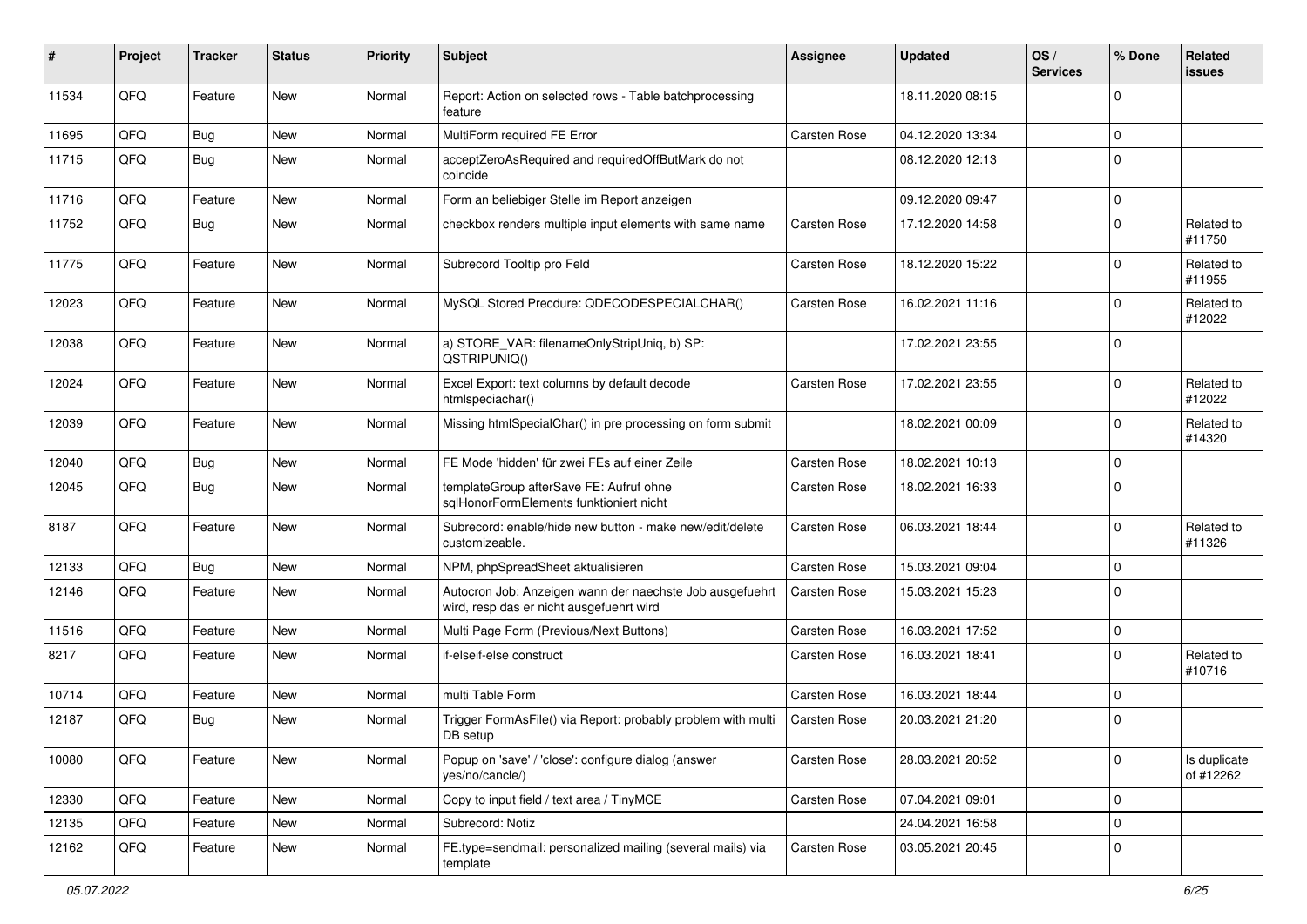| # | Project | Tracker | Status | Priority | Subject | Assignee | Updated | OS / Services | % Done | Related issues |
|---|---|---|---|---|---|---|---|---|---|---|
| 11534 | QFQ | Feature | New | Normal | Report: Action on selected rows - Table batchprocessing feature | | 18.11.2020 08:15 | | 0 | |
| 11695 | QFQ | Bug | New | Normal | MultiForm required FE Error | Carsten Rose | 04.12.2020 13:34 | | 0 | |
| 11715 | QFQ | Bug | New | Normal | acceptZeroAsRequired and requiredOffButMark do not coincide | | 08.12.2020 12:13 | | 0 | |
| 11716 | QFQ | Feature | New | Normal | Form an beliebiger Stelle im Report anzeigen | | 09.12.2020 09:47 | | 0 | |
| 11752 | QFQ | Bug | New | Normal | checkbox renders multiple input elements with same name | Carsten Rose | 17.12.2020 14:58 | | 0 | Related to #11750 |
| 11775 | QFQ | Feature | New | Normal | Subrecord Tooltip pro Feld | Carsten Rose | 18.12.2020 15:22 | | 0 | Related to #11955 |
| 12023 | QFQ | Feature | New | Normal | MySQL Stored Precdure: QDECODESPECIALCHAR() | Carsten Rose | 16.02.2021 11:16 | | 0 | Related to #12022 |
| 12038 | QFQ | Feature | New | Normal | a) STORE_VAR: filenameOnlyStripUniq, b) SP: QSTRIPUNIQ() | | 17.02.2021 23:55 | | 0 | |
| 12024 | QFQ | Feature | New | Normal | Excel Export: text columns by default decode htmlspeciachar() | Carsten Rose | 17.02.2021 23:55 | | 0 | Related to #12022 |
| 12039 | QFQ | Feature | New | Normal | Missing htmlSpecialChar() in pre processing on form submit | | 18.02.2021 00:09 | | 0 | Related to #14320 |
| 12040 | QFQ | Bug | New | Normal | FE Mode 'hidden' für zwei FEs auf einer Zeile | Carsten Rose | 18.02.2021 10:13 | | 0 | |
| 12045 | QFQ | Bug | New | Normal | templateGroup afterSave FE: Aufruf ohne sqlHonorFormElements funktioniert nicht | Carsten Rose | 18.02.2021 16:33 | | 0 | |
| 8187 | QFQ | Feature | New | Normal | Subrecord: enable/hide new button - make new/edit/delete customizeable. | Carsten Rose | 06.03.2021 18:44 | | 0 | Related to #11326 |
| 12133 | QFQ | Bug | New | Normal | NPM, phpSpreadSheet aktualisieren | Carsten Rose | 15.03.2021 09:04 | | 0 | |
| 12146 | QFQ | Feature | New | Normal | Autocron Job: Anzeigen wann der naechste Job ausgefuehrt wird, resp das er nicht ausgefuehrt wird | Carsten Rose | 15.03.2021 15:23 | | 0 | |
| 11516 | QFQ | Feature | New | Normal | Multi Page Form (Previous/Next Buttons) | Carsten Rose | 16.03.2021 17:52 | | 0 | |
| 8217 | QFQ | Feature | New | Normal | if-elseif-else construct | Carsten Rose | 16.03.2021 18:41 | | 0 | Related to #10716 |
| 10714 | QFQ | Feature | New | Normal | multi Table Form | Carsten Rose | 16.03.2021 18:44 | | 0 | |
| 12187 | QFQ | Bug | New | Normal | Trigger FormAsFile() via Report: probably problem with multi DB setup | Carsten Rose | 20.03.2021 21:20 | | 0 | |
| 10080 | QFQ | Feature | New | Normal | Popup on 'save' / 'close': configure dialog (answer yes/no/cancle/) | Carsten Rose | 28.03.2021 20:52 | | 0 | Is duplicate of #12262 |
| 12330 | QFQ | Feature | New | Normal | Copy to input field / text area / TinyMCE | Carsten Rose | 07.04.2021 09:01 | | 0 | |
| 12135 | QFQ | Feature | New | Normal | Subrecord: Notiz | | 24.04.2021 16:58 | | 0 | |
| 12162 | QFQ | Feature | New | Normal | FE.type=sendmail: personalized mailing (several mails) via template | Carsten Rose | 03.05.2021 20:45 | | 0 | |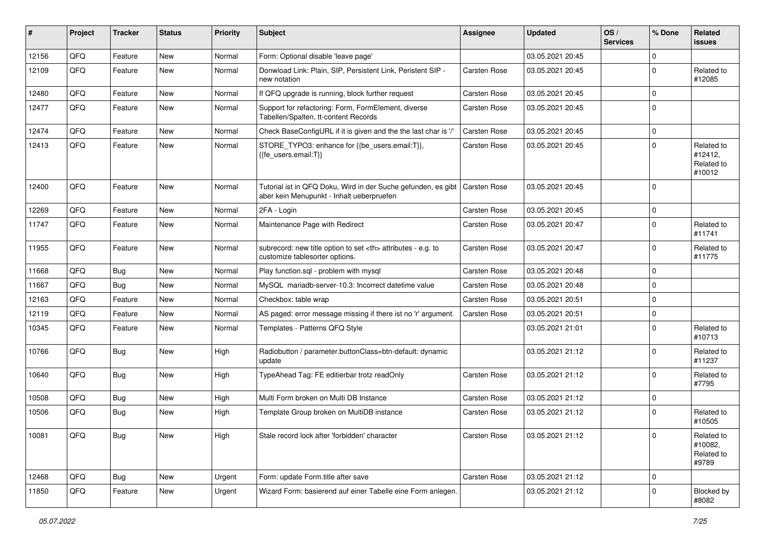| # | Project | Tracker | Status | Priority | Subject | Assignee | Updated | OS / Services | % Done | Related issues |
|---|---|---|---|---|---|---|---|---|---|---|
| 12156 | QFQ | Feature | New | Normal | Form: Optional disable 'leave page' | | 03.05.2021 20:45 | | 0 | |
| 12109 | QFQ | Feature | New | Normal | Donwload Link: Plain, SIP, Persistent Link, Peristent SIP - new notation | Carsten Rose | 03.05.2021 20:45 | | 0 | Related to #12085 |
| 12480 | QFQ | Feature | New | Normal | If QFQ upgrade is running, block further request | Carsten Rose | 03.05.2021 20:45 | | 0 | |
| 12477 | QFQ | Feature | New | Normal | Support for refactoring: Form, FormElement, diverse Tabellen/Spalten, tt-content Records | Carsten Rose | 03.05.2021 20:45 | | 0 | |
| 12474 | QFQ | Feature | New | Normal | Check BaseConfigURL if it is given and the the last char is '/' | Carsten Rose | 03.05.2021 20:45 | | 0 | |
| 12413 | QFQ | Feature | New | Normal | STORE_TYPO3: enhance for {{be_users.email:T}}, {{fe_users.email:T}} | Carsten Rose | 03.05.2021 20:45 | | 0 | Related to #12412, Related to #10012 |
| 12400 | QFQ | Feature | New | Normal | Tutorial ist in QFQ Doku, Wird in der Suche gefunden, es gibt aber kein Menupunkt - Inhalt ueberpruefen | Carsten Rose | 03.05.2021 20:45 | | 0 | |
| 12269 | QFQ | Feature | New | Normal | 2FA - Login | Carsten Rose | 03.05.2021 20:45 | | 0 | |
| 11747 | QFQ | Feature | New | Normal | Maintenance Page with Redirect | Carsten Rose | 03.05.2021 20:47 | | 0 | Related to #11741 |
| 11955 | QFQ | Feature | New | Normal | subrecord: new title option to set <th> attributes - e.g. to customize tablesorter options. | Carsten Rose | 03.05.2021 20:47 | | 0 | Related to #11775 |
| 11668 | QFQ | Bug | New | Normal | Play function.sql - problem with mysql | Carsten Rose | 03.05.2021 20:48 | | 0 | |
| 11667 | QFQ | Bug | New | Normal | MySQL mariadb-server-10.3: Incorrect datetime value | Carsten Rose | 03.05.2021 20:48 | | 0 | |
| 12163 | QFQ | Feature | New | Normal | Checkbox: table wrap | Carsten Rose | 03.05.2021 20:51 | | 0 | |
| 12119 | QFQ | Feature | New | Normal | AS paged: error message missing if there ist no 'r' argument. | Carsten Rose | 03.05.2021 20:51 | | 0 | |
| 10345 | QFQ | Feature | New | Normal | Templates - Patterns QFQ Style | | 03.05.2021 21:01 | | 0 | Related to #10713 |
| 10766 | QFQ | Bug | New | High | Radiobutton / parameter.buttonClass=btn-default: dynamic update | | 03.05.2021 21:12 | | 0 | Related to #11237 |
| 10640 | QFQ | Bug | New | High | TypeAhead Tag: FE editierbar trotz readOnly | Carsten Rose | 03.05.2021 21:12 | | 0 | Related to #7795 |
| 10508 | QFQ | Bug | New | High | Multi Form broken on Multi DB Instance | Carsten Rose | 03.05.2021 21:12 | | 0 | |
| 10506 | QFQ | Bug | New | High | Template Group broken on MultiDB instance | Carsten Rose | 03.05.2021 21:12 | | 0 | Related to #10505 |
| 10081 | QFQ | Bug | New | High | Stale record lock after 'forbidden' character | Carsten Rose | 03.05.2021 21:12 | | 0 | Related to #10082, Related to #9789 |
| 12468 | QFQ | Bug | New | Urgent | Form: update Form.title after save | Carsten Rose | 03.05.2021 21:12 | | 0 | |
| 11850 | QFQ | Feature | New | Urgent | Wizard Form: basierend auf einer Tabelle eine Form anlegen. | | 03.05.2021 21:12 | | 0 | Blocked by #8082 |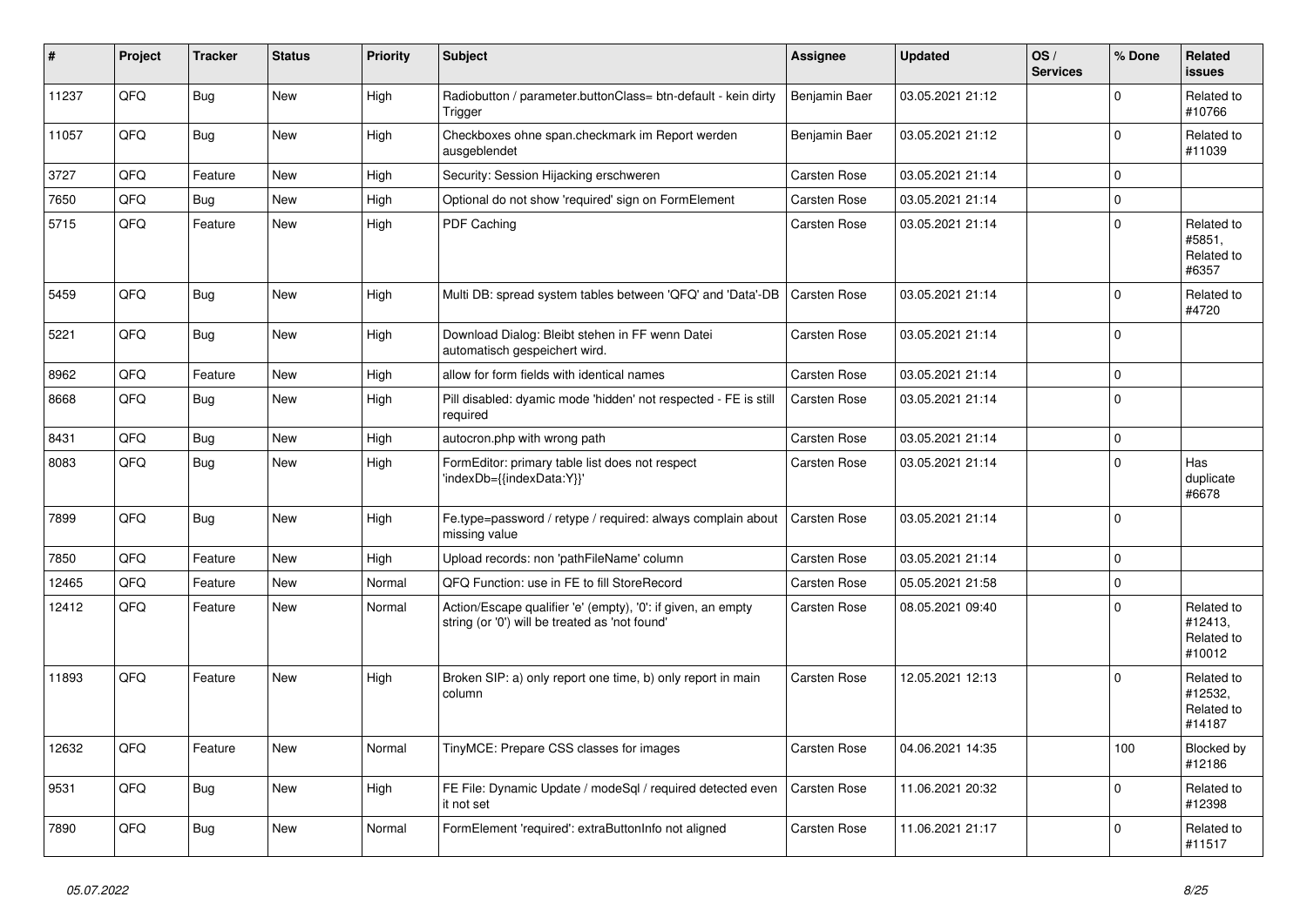| # | Project | Tracker | Status | Priority | Subject | Assignee | Updated | OS / Services | % Done | Related issues |
|---|---|---|---|---|---|---|---|---|---|---|
| 11237 | QFQ | Bug | New | High | Radiobutton / parameter.buttonClass= btn-default - kein dirty Trigger | Benjamin Baer | 03.05.2021 21:12 | | 0 | Related to #10766 |
| 11057 | QFQ | Bug | New | High | Checkboxes ohne span.checkmark im Report werden ausgeblendet | Benjamin Baer | 03.05.2021 21:12 | | 0 | Related to #11039 |
| 3727 | QFQ | Feature | New | High | Security: Session Hijacking erschweren | Carsten Rose | 03.05.2021 21:14 | | 0 | |
| 7650 | QFQ | Bug | New | High | Optional do not show 'required' sign on FormElement | Carsten Rose | 03.05.2021 21:14 | | 0 | |
| 5715 | QFQ | Feature | New | High | PDF Caching | Carsten Rose | 03.05.2021 21:14 | | 0 | Related to #5851, Related to #6357 |
| 5459 | QFQ | Bug | New | High | Multi DB: spread system tables between 'QFQ' and 'Data'-DB | Carsten Rose | 03.05.2021 21:14 | | 0 | Related to #4720 |
| 5221 | QFQ | Bug | New | High | Download Dialog: Bleibt stehen in FF wenn Datei automatisch gespeichert wird. | Carsten Rose | 03.05.2021 21:14 | | 0 | |
| 8962 | QFQ | Feature | New | High | allow for form fields with identical names | Carsten Rose | 03.05.2021 21:14 | | 0 | |
| 8668 | QFQ | Bug | New | High | Pill disabled: dyamic mode 'hidden' not respected - FE is still required | Carsten Rose | 03.05.2021 21:14 | | 0 | |
| 8431 | QFQ | Bug | New | High | autocron.php with wrong path | Carsten Rose | 03.05.2021 21:14 | | 0 | |
| 8083 | QFQ | Bug | New | High | FormEditor: primary table list does not respect 'indexDb={{indexData:Y}}' | Carsten Rose | 03.05.2021 21:14 | | 0 | Has duplicate #6678 |
| 7899 | QFQ | Bug | New | High | Fe.type=password / retype / required: always complain about missing value | Carsten Rose | 03.05.2021 21:14 | | 0 | |
| 7850 | QFQ | Feature | New | High | Upload records: non 'pathFileName' column | Carsten Rose | 03.05.2021 21:14 | | 0 | |
| 12465 | QFQ | Feature | New | Normal | QFQ Function: use in FE to fill StoreRecord | Carsten Rose | 05.05.2021 21:58 | | 0 | |
| 12412 | QFQ | Feature | New | Normal | Action/Escape qualifier 'e' (empty), '0': if given, an empty string (or '0') will be treated as 'not found' | Carsten Rose | 08.05.2021 09:40 | | 0 | Related to #12413, Related to #10012 |
| 11893 | QFQ | Feature | New | High | Broken SIP: a) only report one time, b) only report in main column | Carsten Rose | 12.05.2021 12:13 | | 0 | Related to #12532, Related to #14187 |
| 12632 | QFQ | Feature | New | Normal | TinyMCE: Prepare CSS classes for images | Carsten Rose | 04.06.2021 14:35 | | 100 | Blocked by #12186 |
| 9531 | QFQ | Bug | New | High | FE File: Dynamic Update / modeSql / required detected even it not set | Carsten Rose | 11.06.2021 20:32 | | 0 | Related to #12398 |
| 7890 | QFQ | Bug | New | Normal | FormElement 'required': extraButtonInfo not aligned | Carsten Rose | 11.06.2021 21:17 | | 0 | Related to #11517 |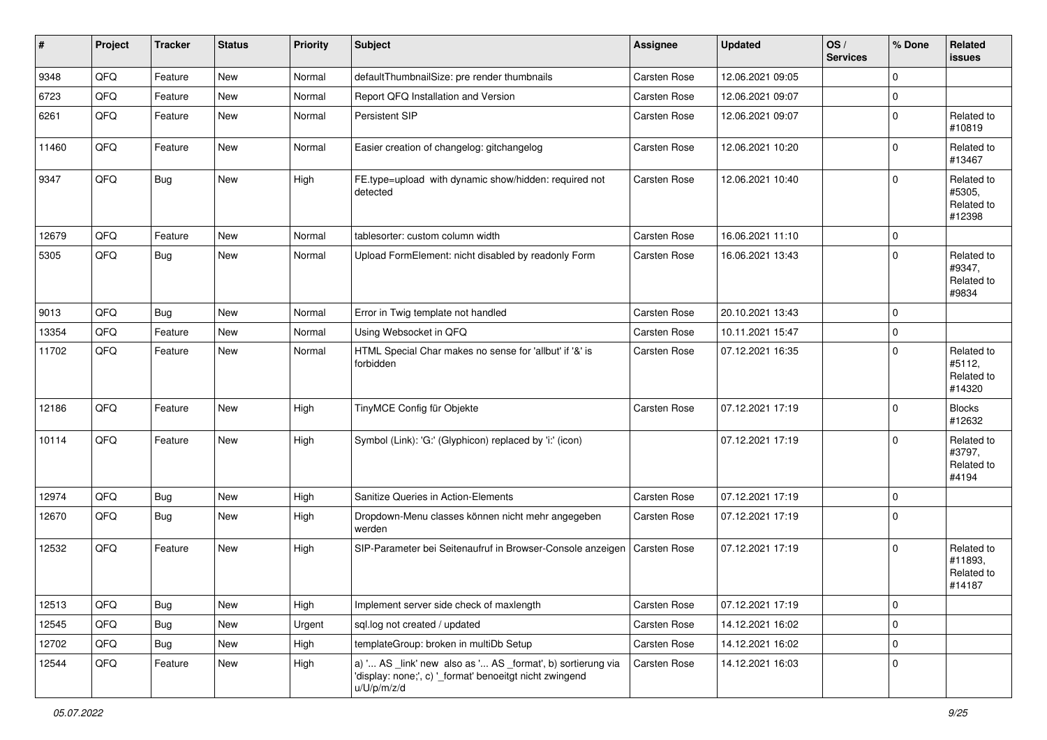| # | Project | Tracker | Status | Priority | Subject | Assignee | Updated | OS / Services | % Done | Related issues |
|---|---|---|---|---|---|---|---|---|---|---|
| 9348 | QFQ | Feature | New | Normal | defaultThumbnailSize: pre render thumbnails | Carsten Rose | 12.06.2021 09:05 | | 0 | |
| 6723 | QFQ | Feature | New | Normal | Report QFQ Installation and Version | Carsten Rose | 12.06.2021 09:07 | | 0 | |
| 6261 | QFQ | Feature | New | Normal | Persistent SIP | Carsten Rose | 12.06.2021 09:07 | | 0 | Related to #10819 |
| 11460 | QFQ | Feature | New | Normal | Easier creation of changelog: gitchangelog | Carsten Rose | 12.06.2021 10:20 | | 0 | Related to #13467 |
| 9347 | QFQ | Bug | New | High | FE.type=upload with dynamic show/hidden: required not detected | Carsten Rose | 12.06.2021 10:40 | | 0 | Related to #5305, Related to #12398 |
| 12679 | QFQ | Feature | New | Normal | tablesorter: custom column width | Carsten Rose | 16.06.2021 11:10 | | 0 | |
| 5305 | QFQ | Bug | New | Normal | Upload FormElement: nicht disabled by readonly Form | Carsten Rose | 16.06.2021 13:43 | | 0 | Related to #9347, Related to #9834 |
| 9013 | QFQ | Bug | New | Normal | Error in Twig template not handled | Carsten Rose | 20.10.2021 13:43 | | 0 | |
| 13354 | QFQ | Feature | New | Normal | Using Websocket in QFQ | Carsten Rose | 10.11.2021 15:47 | | 0 | |
| 11702 | QFQ | Feature | New | Normal | HTML Special Char makes no sense for 'allbut' if '&' is forbidden | Carsten Rose | 07.12.2021 16:35 | | 0 | Related to #5112, Related to #14320 |
| 12186 | QFQ | Feature | New | High | TinyMCE Config für Objekte | Carsten Rose | 07.12.2021 17:19 | | 0 | Blocks #12632 |
| 10114 | QFQ | Feature | New | High | Symbol (Link): 'G:' (Glyphicon) replaced by 'i:' (icon) | | 07.12.2021 17:19 | | 0 | Related to #3797, Related to #4194 |
| 12974 | QFQ | Bug | New | High | Sanitize Queries in Action-Elements | Carsten Rose | 07.12.2021 17:19 | | 0 | |
| 12670 | QFQ | Bug | New | High | Dropdown-Menu classes können nicht mehr angegeben werden | Carsten Rose | 07.12.2021 17:19 | | 0 | |
| 12532 | QFQ | Feature | New | High | SIP-Parameter bei Seitenaufruf in Browser-Console anzeigen | Carsten Rose | 07.12.2021 17:19 | | 0 | Related to #11893, Related to #14187 |
| 12513 | QFQ | Bug | New | High | Implement server side check of maxlength | Carsten Rose | 07.12.2021 17:19 | | 0 | |
| 12545 | QFQ | Bug | New | Urgent | sql.log not created / updated | Carsten Rose | 14.12.2021 16:02 | | 0 | |
| 12702 | QFQ | Bug | New | High | templateGroup: broken in multiDb Setup | Carsten Rose | 14.12.2021 16:02 | | 0 | |
| 12544 | QFQ | Feature | New | High | a) '... AS _link' new also as '... AS _format', b) sortierung via 'display: none;', c) '_format' benoeitgt nicht zwingend u/U/p/m/z/d | Carsten Rose | 14.12.2021 16:03 | | 0 | |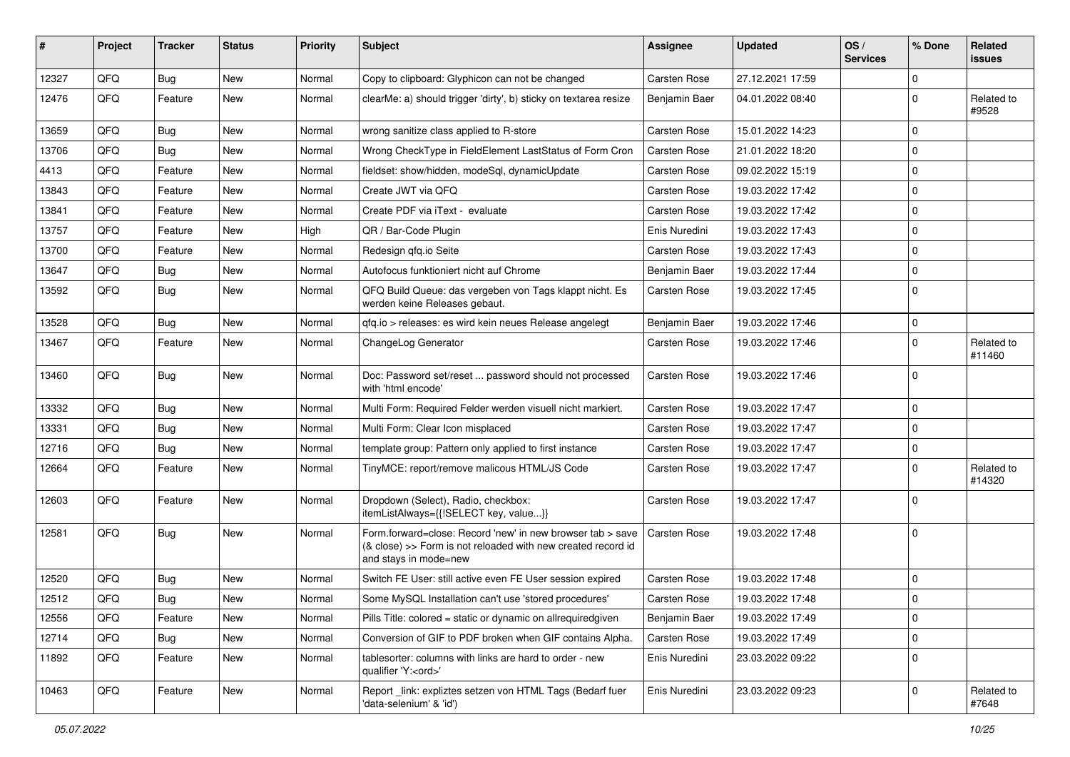| # | Project | Tracker | Status | Priority | Subject | Assignee | Updated | OS / Services | % Done | Related issues |
|---|---|---|---|---|---|---|---|---|---|---|
| 12327 | QFQ | Bug | New | Normal | Copy to clipboard: Glyphicon can not be changed | Carsten Rose | 27.12.2021 17:59 | | 0 | |
| 12476 | QFQ | Feature | New | Normal | clearMe: a) should trigger 'dirty', b) sticky on textarea resize | Benjamin Baer | 04.01.2022 08:40 | | 0 | Related to #9528 |
| 13659 | QFQ | Bug | New | Normal | wrong sanitize class applied to R-store | Carsten Rose | 15.01.2022 14:23 | | 0 | |
| 13706 | QFQ | Bug | New | Normal | Wrong CheckType in FieldElement LastStatus of Form Cron | Carsten Rose | 21.01.2022 18:20 | | 0 | |
| 4413 | QFQ | Feature | New | Normal | fieldset: show/hidden, modeSql, dynamicUpdate | Carsten Rose | 09.02.2022 15:19 | | 0 | |
| 13843 | QFQ | Feature | New | Normal | Create JWT via QFQ | Carsten Rose | 19.03.2022 17:42 | | 0 | |
| 13841 | QFQ | Feature | New | Normal | Create PDF via iText - evaluate | Carsten Rose | 19.03.2022 17:42 | | 0 | |
| 13757 | QFQ | Feature | New | High | QR / Bar-Code Plugin | Enis Nuredini | 19.03.2022 17:43 | | 0 | |
| 13700 | QFQ | Feature | New | Normal | Redesign qfq.io Seite | Carsten Rose | 19.03.2022 17:43 | | 0 | |
| 13647 | QFQ | Bug | New | Normal | Autofocus funktioniert nicht auf Chrome | Benjamin Baer | 19.03.2022 17:44 | | 0 | |
| 13592 | QFQ | Bug | New | Normal | QFQ Build Queue: das vergeben von Tags klappt nicht. Es werden keine Releases gebaut. | Carsten Rose | 19.03.2022 17:45 | | 0 | |
| 13528 | QFQ | Bug | New | Normal | qfq.io > releases: es wird kein neues Release angelegt | Benjamin Baer | 19.03.2022 17:46 | | 0 | |
| 13467 | QFQ | Feature | New | Normal | ChangeLog Generator | Carsten Rose | 19.03.2022 17:46 | | 0 | Related to #11460 |
| 13460 | QFQ | Bug | New | Normal | Doc: Password set/reset ... password should not processed with 'html encode' | Carsten Rose | 19.03.2022 17:46 | | 0 | |
| 13332 | QFQ | Bug | New | Normal | Multi Form: Required Felder werden visuell nicht markiert. | Carsten Rose | 19.03.2022 17:47 | | 0 | |
| 13331 | QFQ | Bug | New | Normal | Multi Form: Clear Icon misplaced | Carsten Rose | 19.03.2022 17:47 | | 0 | |
| 12716 | QFQ | Bug | New | Normal | template group: Pattern only applied to first instance | Carsten Rose | 19.03.2022 17:47 | | 0 | |
| 12664 | QFQ | Feature | New | Normal | TinyMCE: report/remove malicous HTML/JS Code | Carsten Rose | 19.03.2022 17:47 | | 0 | Related to #14320 |
| 12603 | QFQ | Feature | New | Normal | Dropdown (Select), Radio, checkbox: itemListAlways={{!SELECT key, value...}} | Carsten Rose | 19.03.2022 17:47 | | 0 | |
| 12581 | QFQ | Bug | New | Normal | Form.forward=close: Record 'new' in new browser tab > save (& close) >> Form is not reloaded with new created record id and stays in mode=new | Carsten Rose | 19.03.2022 17:48 | | 0 | |
| 12520 | QFQ | Bug | New | Normal | Switch FE User: still active even FE User session expired | Carsten Rose | 19.03.2022 17:48 | | 0 | |
| 12512 | QFQ | Bug | New | Normal | Some MySQL Installation can't use 'stored procedures' | Carsten Rose | 19.03.2022 17:48 | | 0 | |
| 12556 | QFQ | Feature | New | Normal | Pills Title: colored = static or dynamic on allrequiredgiven | Benjamin Baer | 19.03.2022 17:49 | | 0 | |
| 12714 | QFQ | Bug | New | Normal | Conversion of GIF to PDF broken when GIF contains Alpha. | Carsten Rose | 19.03.2022 17:49 | | 0 | |
| 11892 | QFQ | Feature | New | Normal | tablesorter: columns with links are hard to order - new qualifier 'Y:<ord>' | Enis Nuredini | 23.03.2022 09:22 | | 0 | |
| 10463 | QFQ | Feature | New | Normal | Report _link: expliztes setzen von HTML Tags (Bedarf fuer 'data-selenium' & 'id') | Enis Nuredini | 23.03.2022 09:23 | | 0 | Related to #7648 |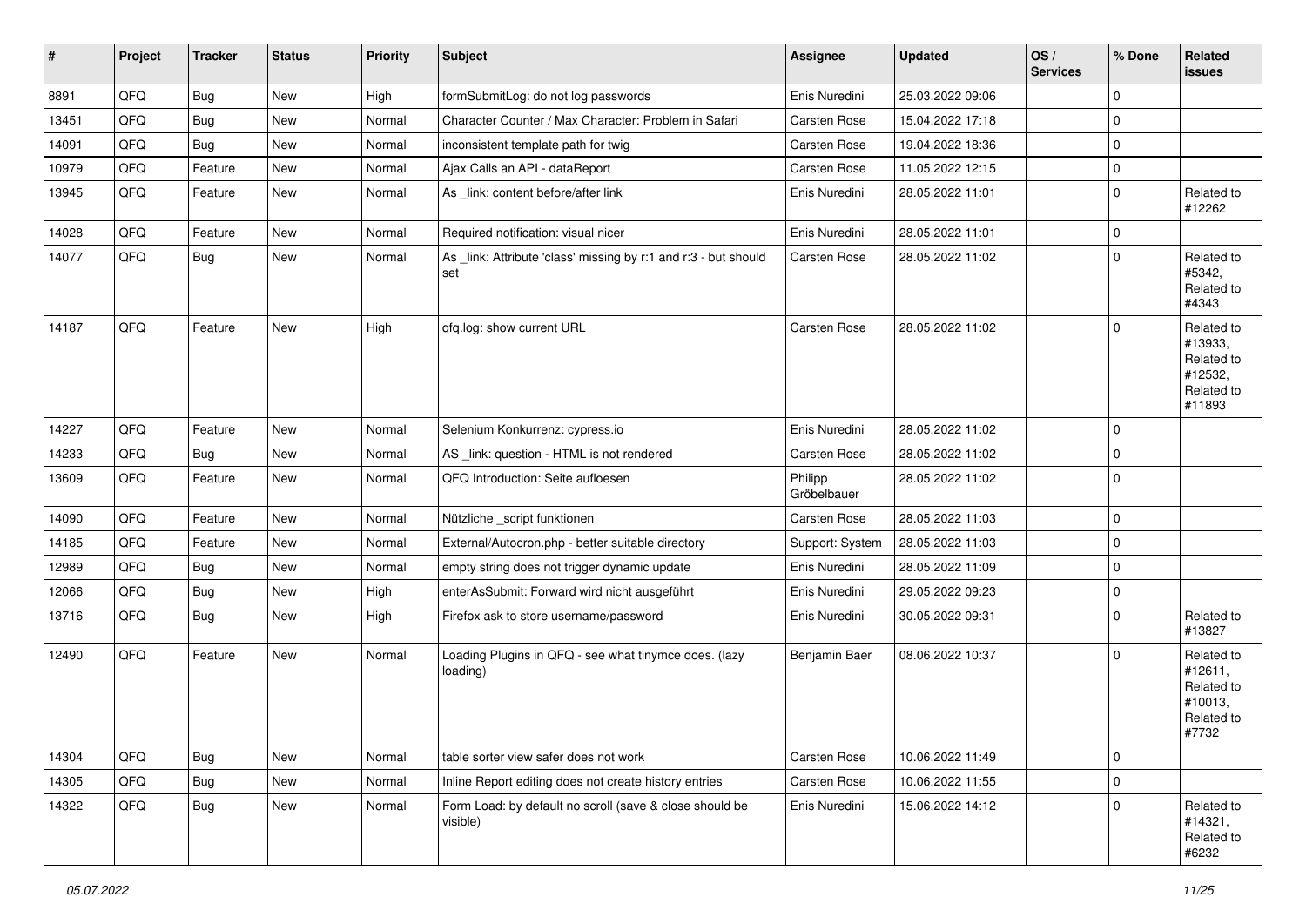| # | Project | Tracker | Status | Priority | Subject | Assignee | Updated | OS / Services | % Done | Related issues |
|---|---|---|---|---|---|---|---|---|---|---|
| 8891 | QFQ | Bug | New | High | formSubmitLog: do not log passwords | Enis Nuredini | 25.03.2022 09:06 | | 0 | |
| 13451 | QFQ | Bug | New | Normal | Character Counter / Max Character: Problem in Safari | Carsten Rose | 15.04.2022 17:18 | | 0 | |
| 14091 | QFQ | Bug | New | Normal | inconsistent template path for twig | Carsten Rose | 19.04.2022 18:36 | | 0 | |
| 10979 | QFQ | Feature | New | Normal | Ajax Calls an API - dataReport | Carsten Rose | 11.05.2022 12:15 | | 0 | |
| 13945 | QFQ | Feature | New | Normal | As _link: content before/after link | Enis Nuredini | 28.05.2022 11:01 | | 0 | Related to #12262 |
| 14028 | QFQ | Feature | New | Normal | Required notification: visual nicer | Enis Nuredini | 28.05.2022 11:01 | | 0 | |
| 14077 | QFQ | Bug | New | Normal | As _link: Attribute 'class' missing by r:1 and r:3 - but should set | Carsten Rose | 28.05.2022 11:02 | | 0 | Related to #5342, Related to #4343 |
| 14187 | QFQ | Feature | New | High | qfq.log: show current URL | Carsten Rose | 28.05.2022 11:02 | | 0 | Related to #13933, Related to #12532, Related to #11893 |
| 14227 | QFQ | Feature | New | Normal | Selenium Konkurrenz: cypress.io | Enis Nuredini | 28.05.2022 11:02 | | 0 | |
| 14233 | QFQ | Bug | New | Normal | AS _link: question - HTML is not rendered | Carsten Rose | 28.05.2022 11:02 | | 0 | |
| 13609 | QFQ | Feature | New | Normal | QFQ Introduction: Seite aufloesen | Philipp Gröbelbauer | 28.05.2022 11:02 | | 0 | |
| 14090 | QFQ | Feature | New | Normal | Nützliche _script funktionen | Carsten Rose | 28.05.2022 11:03 | | 0 | |
| 14185 | QFQ | Feature | New | Normal | External/Autocron.php - better suitable directory | Support: System | 28.05.2022 11:03 | | 0 | |
| 12989 | QFQ | Bug | New | Normal | empty string does not trigger dynamic update | Enis Nuredini | 28.05.2022 11:09 | | 0 | |
| 12066 | QFQ | Bug | New | High | enterAsSubmit: Forward wird nicht ausgeführt | Enis Nuredini | 29.05.2022 09:23 | | 0 | |
| 13716 | QFQ | Bug | New | High | Firefox ask to store username/password | Enis Nuredini | 30.05.2022 09:31 | | 0 | Related to #13827 |
| 12490 | QFQ | Feature | New | Normal | Loading Plugins in QFQ - see what tinymce does. (lazy loading) | Benjamin Baer | 08.06.2022 10:37 | | 0 | Related to #12611, Related to #10013, Related to #7732 |
| 14304 | QFQ | Bug | New | Normal | table sorter view safer does not work | Carsten Rose | 10.06.2022 11:49 | | 0 | |
| 14305 | QFQ | Bug | New | Normal | Inline Report editing does not create history entries | Carsten Rose | 10.06.2022 11:55 | | 0 | |
| 14322 | QFQ | Bug | New | Normal | Form Load: by default no scroll (save & close should be visible) | Enis Nuredini | 15.06.2022 14:12 | | 0 | Related to #14321, Related to #6232 |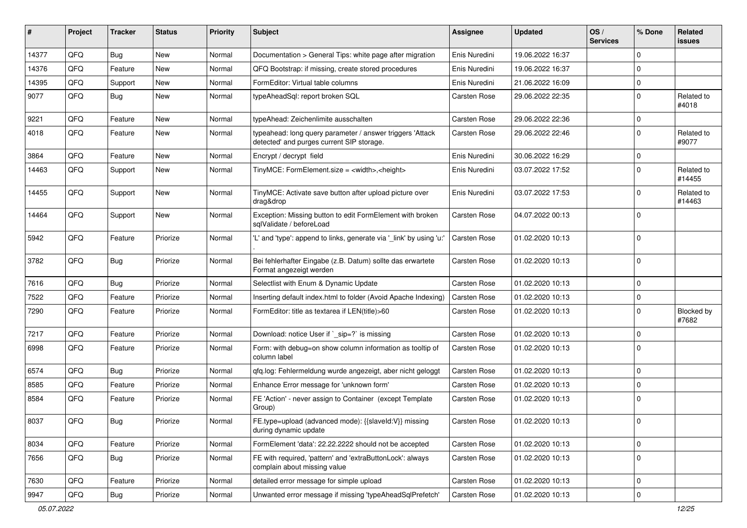| # | Project | Tracker | Status | Priority | Subject | Assignee | Updated | OS / Services | % Done | Related issues |
|---|---|---|---|---|---|---|---|---|---|---|
| 14377 | QFQ | Bug | New | Normal | Documentation > General Tips: white page after migration | Enis Nuredini | 19.06.2022 16:37 | | 0 | |
| 14376 | QFQ | Feature | New | Normal | QFQ Bootstrap: if missing, create stored procedures | Enis Nuredini | 19.06.2022 16:37 | | 0 | |
| 14395 | QFQ | Support | New | Normal | FormEditor: Virtual table columns | Enis Nuredini | 21.06.2022 16:09 | | 0 | |
| 9077 | QFQ | Bug | New | Normal | typeAheadSql: report broken SQL | Carsten Rose | 29.06.2022 22:35 | | 0 | Related to #4018 |
| 9221 | QFQ | Feature | New | Normal | typeAhead: Zeichenlimite ausschalten | Carsten Rose | 29.06.2022 22:36 | | 0 | |
| 4018 | QFQ | Feature | New | Normal | typeahead: long query parameter / answer triggers 'Attack detected' and purges current SIP storage. | Carsten Rose | 29.06.2022 22:46 | | 0 | Related to #9077 |
| 3864 | QFQ | Feature | New | Normal | Encrypt / decrypt field | Enis Nuredini | 30.06.2022 16:29 | | 0 | |
| 14463 | QFQ | Support | New | Normal | TinyMCE: FormElement.size = <width>,<height> | Enis Nuredini | 03.07.2022 17:52 | | 0 | Related to #14455 |
| 14455 | QFQ | Support | New | Normal | TinyMCE: Activate save button after upload picture over drag&drop | Enis Nuredini | 03.07.2022 17:53 | | 0 | Related to #14463 |
| 14464 | QFQ | Support | New | Normal | Exception: Missing button to edit FormElement with broken sqlValidate / beforeLoad | Carsten Rose | 04.07.2022 00:13 | | 0 | |
| 5942 | QFQ | Feature | Priorize | Normal | 'L' and 'type': append to links, generate via '_link' by using 'u:' . | Carsten Rose | 01.02.2020 10:13 | | 0 | |
| 3782 | QFQ | Bug | Priorize | Normal | Bei fehlerhafter Eingabe (z.B. Datum) sollte das erwartete Format angezeigt werden | Carsten Rose | 01.02.2020 10:13 | | 0 | |
| 7616 | QFQ | Bug | Priorize | Normal | Selectlist with Enum & Dynamic Update | Carsten Rose | 01.02.2020 10:13 | | 0 | |
| 7522 | QFQ | Feature | Priorize | Normal | Inserting default index.html to folder (Avoid Apache Indexing) | Carsten Rose | 01.02.2020 10:13 | | 0 | |
| 7290 | QFQ | Feature | Priorize | Normal | FormEditor: title as textarea if LEN(title)>60 | Carsten Rose | 01.02.2020 10:13 | | 0 | Blocked by #7682 |
| 7217 | QFQ | Feature | Priorize | Normal | Download: notice User if `_sip=?` is missing | Carsten Rose | 01.02.2020 10:13 | | 0 | |
| 6998 | QFQ | Feature | Priorize | Normal | Form: with debug=on show column information as tooltip of column label | Carsten Rose | 01.02.2020 10:13 | | 0 | |
| 6574 | QFQ | Bug | Priorize | Normal | qfq.log: Fehlermeldung wurde angezeigt, aber nicht geloggt | Carsten Rose | 01.02.2020 10:13 | | 0 | |
| 8585 | QFQ | Feature | Priorize | Normal | Enhance Error message for 'unknown form' | Carsten Rose | 01.02.2020 10:13 | | 0 | |
| 8584 | QFQ | Feature | Priorize | Normal | FE 'Action' - never assign to Container (except Template Group) | Carsten Rose | 01.02.2020 10:13 | | 0 | |
| 8037 | QFQ | Bug | Priorize | Normal | FE.type=upload (advanced mode): {{slaveId:V}} missing during dynamic update | Carsten Rose | 01.02.2020 10:13 | | 0 | |
| 8034 | QFQ | Feature | Priorize | Normal | FormElement 'data': 22.22.2222 should not be accepted | Carsten Rose | 01.02.2020 10:13 | | 0 | |
| 7656 | QFQ | Bug | Priorize | Normal | FE with required, 'pattern' and 'extraButtonLock': always complain about missing value | Carsten Rose | 01.02.2020 10:13 | | 0 | |
| 7630 | QFQ | Feature | Priorize | Normal | detailed error message for simple upload | Carsten Rose | 01.02.2020 10:13 | | 0 | |
| 9947 | QFQ | Bug | Priorize | Normal | Unwanted error message if missing 'typeAheadSqlPrefetch' | Carsten Rose | 01.02.2020 10:13 | | 0 | |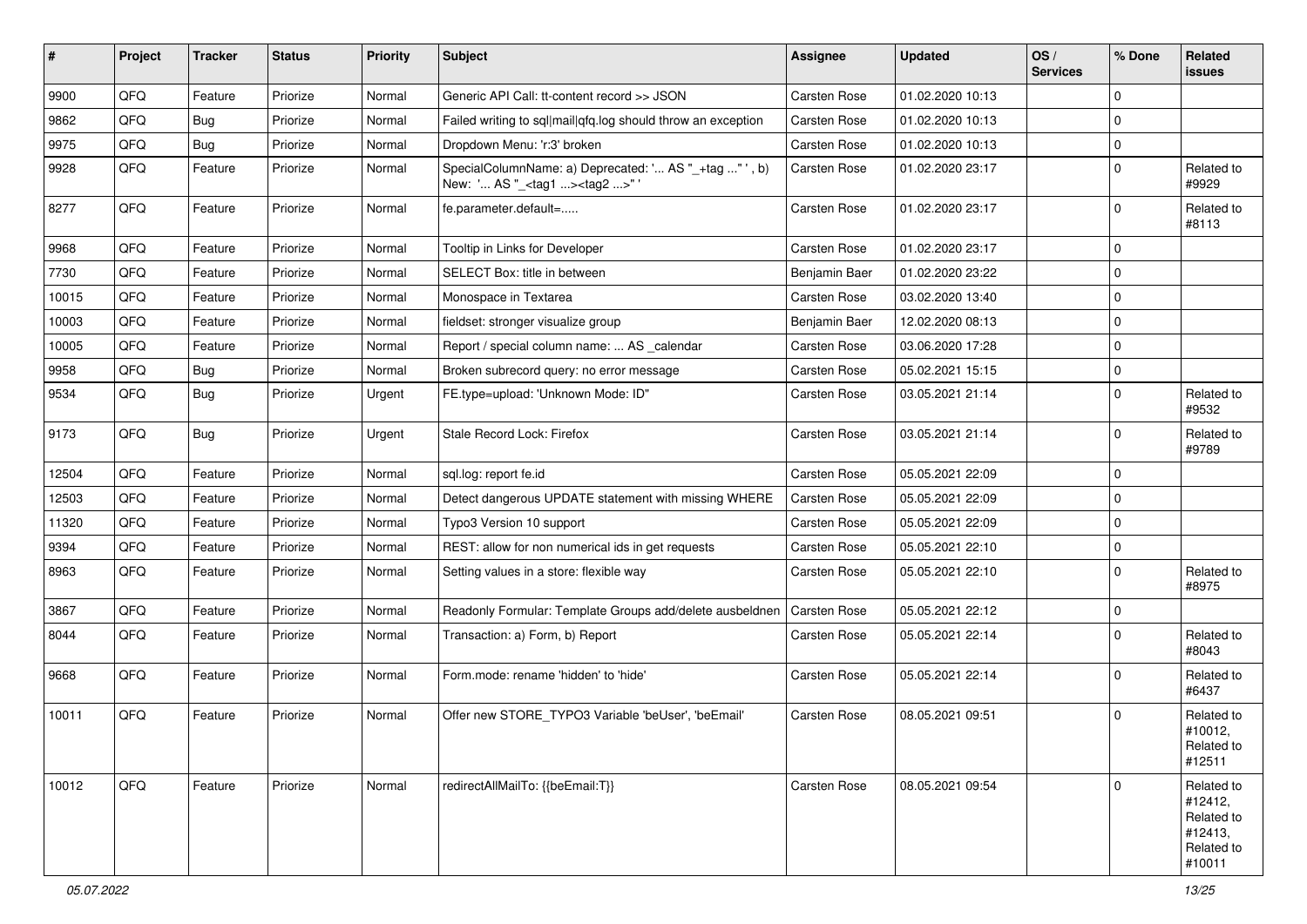| # | Project | Tracker | Status | Priority | Subject | Assignee | Updated | OS / Services | % Done | Related issues |
|---|---|---|---|---|---|---|---|---|---|---|
| 9900 | QFQ | Feature | Priorize | Normal | Generic API Call: tt-content record >> JSON | Carsten Rose | 01.02.2020 10:13 | | 0 | |
| 9862 | QFQ | Bug | Priorize | Normal | Failed writing to sql\|mail\|qfq.log should throw an exception | Carsten Rose | 01.02.2020 10:13 | | 0 | |
| 9975 | QFQ | Bug | Priorize | Normal | Dropdown Menu: 'r:3' broken | Carsten Rose | 01.02.2020 10:13 | | 0 | |
| 9928 | QFQ | Feature | Priorize | Normal | SpecialColumnName: a) Deprecated: '... AS "_+tag ..." ', b) New: '... AS "_<tag1 ...><tag2 ...>" ' | Carsten Rose | 01.02.2020 23:17 | | 0 | Related to #9929 |
| 8277 | QFQ | Feature | Priorize | Normal | fe.parameter.default=..... | Carsten Rose | 01.02.2020 23:17 | | 0 | Related to #8113 |
| 9968 | QFQ | Feature | Priorize | Normal | Tooltip in Links for Developer | Carsten Rose | 01.02.2020 23:17 | | 0 | |
| 7730 | QFQ | Feature | Priorize | Normal | SELECT Box: title in between | Benjamin Baer | 01.02.2020 23:22 | | 0 | |
| 10015 | QFQ | Feature | Priorize | Normal | Monospace in Textarea | Carsten Rose | 03.02.2020 13:40 | | 0 | |
| 10003 | QFQ | Feature | Priorize | Normal | fieldset: stronger visualize group | Benjamin Baer | 12.02.2020 08:13 | | 0 | |
| 10005 | QFQ | Feature | Priorize | Normal | Report / special column name: ... AS _calendar | Carsten Rose | 03.06.2020 17:28 | | 0 | |
| 9958 | QFQ | Bug | Priorize | Normal | Broken subrecord query: no error message | Carsten Rose | 05.02.2021 15:15 | | 0 | |
| 9534 | QFQ | Bug | Priorize | Urgent | FE.type=upload: 'Unknown Mode: ID" | Carsten Rose | 03.05.2021 21:14 | | 0 | Related to #9532 |
| 9173 | QFQ | Bug | Priorize | Urgent | Stale Record Lock: Firefox | Carsten Rose | 03.05.2021 21:14 | | 0 | Related to #9789 |
| 12504 | QFQ | Feature | Priorize | Normal | sql.log: report fe.id | Carsten Rose | 05.05.2021 22:09 | | 0 | |
| 12503 | QFQ | Feature | Priorize | Normal | Detect dangerous UPDATE statement with missing WHERE | Carsten Rose | 05.05.2021 22:09 | | 0 | |
| 11320 | QFQ | Feature | Priorize | Normal | Typo3 Version 10 support | Carsten Rose | 05.05.2021 22:09 | | 0 | |
| 9394 | QFQ | Feature | Priorize | Normal | REST: allow for non numerical ids in get requests | Carsten Rose | 05.05.2021 22:10 | | 0 | |
| 8963 | QFQ | Feature | Priorize | Normal | Setting values in a store: flexible way | Carsten Rose | 05.05.2021 22:10 | | 0 | Related to #8975 |
| 3867 | QFQ | Feature | Priorize | Normal | Readonly Formular: Template Groups add/delete ausbeldnen | Carsten Rose | 05.05.2021 22:12 | | 0 | |
| 8044 | QFQ | Feature | Priorize | Normal | Transaction: a) Form, b) Report | Carsten Rose | 05.05.2021 22:14 | | 0 | Related to #8043 |
| 9668 | QFQ | Feature | Priorize | Normal | Form.mode: rename 'hidden' to 'hide' | Carsten Rose | 05.05.2021 22:14 | | 0 | Related to #6437 |
| 10011 | QFQ | Feature | Priorize | Normal | Offer new STORE_TYPO3 Variable 'beUser', 'beEmail' | Carsten Rose | 08.05.2021 09:51 | | 0 | Related to #10012, Related to #12511 |
| 10012 | QFQ | Feature | Priorize | Normal | redirectAllMailTo: {{beEmail:T}} | Carsten Rose | 08.05.2021 09:54 | | 0 | Related to #12412, Related to #12413, Related to #10011 |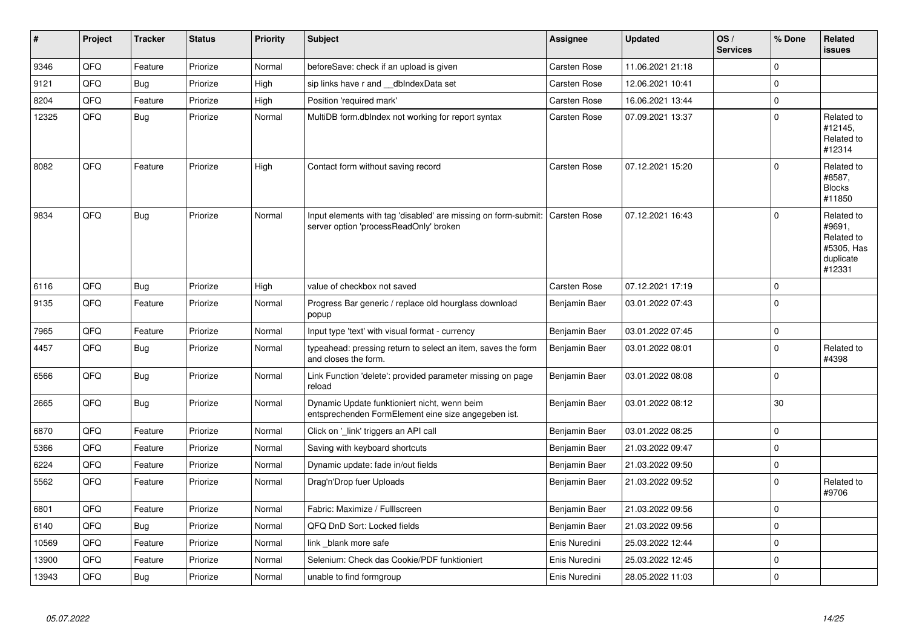| # | Project | Tracker | Status | Priority | Subject | Assignee | Updated | OS / Services | % Done | Related issues |
|---|---|---|---|---|---|---|---|---|---|---|
| 9346 | QFQ | Feature | Priorize | Normal | beforeSave: check if an upload is given | Carsten Rose | 11.06.2021 21:18 | | 0 | |
| 9121 | QFQ | Bug | Priorize | High | sip links have r and __dbIndexData set | Carsten Rose | 12.06.2021 10:41 | | 0 | |
| 8204 | QFQ | Feature | Priorize | High | Position 'required mark' | Carsten Rose | 16.06.2021 13:44 | | 0 | |
| 12325 | QFQ | Bug | Priorize | Normal | MultiDB form.dbIndex not working for report syntax | Carsten Rose | 07.09.2021 13:37 | | 0 | Related to #12145, Related to #12314 |
| 8082 | QFQ | Feature | Priorize | High | Contact form without saving record | Carsten Rose | 07.12.2021 15:20 | | 0 | Related to #8587, Blocks #11850 |
| 9834 | QFQ | Bug | Priorize | Normal | Input elements with tag 'disabled' are missing on form-submit: server option 'processReadOnly' broken | Carsten Rose | 07.12.2021 16:43 | | 0 | Related to #9691, Related to #5305, Has duplicate #12331 |
| 6116 | QFQ | Bug | Priorize | High | value of checkbox not saved | Carsten Rose | 07.12.2021 17:19 | | 0 | |
| 9135 | QFQ | Feature | Priorize | Normal | Progress Bar generic / replace old hourglass download popup | Benjamin Baer | 03.01.2022 07:43 | | 0 | |
| 7965 | QFQ | Feature | Priorize | Normal | Input type 'text' with visual format - currency | Benjamin Baer | 03.01.2022 07:45 | | 0 | |
| 4457 | QFQ | Bug | Priorize | Normal | typeahead: pressing return to select an item, saves the form and closes the form. | Benjamin Baer | 03.01.2022 08:01 | | 0 | Related to #4398 |
| 6566 | QFQ | Bug | Priorize | Normal | Link Function 'delete': provided parameter missing on page reload | Benjamin Baer | 03.01.2022 08:08 | | 0 | |
| 2665 | QFQ | Bug | Priorize | Normal | Dynamic Update funktioniert nicht, wenn beim entsprechenden FormElement eine size angegeben ist. | Benjamin Baer | 03.01.2022 08:12 | | 30 | |
| 6870 | QFQ | Feature | Priorize | Normal | Click on '_link' triggers an API call | Benjamin Baer | 03.01.2022 08:25 | | 0 | |
| 5366 | QFQ | Feature | Priorize | Normal | Saving with keyboard shortcuts | Benjamin Baer | 21.03.2022 09:47 | | 0 | |
| 6224 | QFQ | Feature | Priorize | Normal | Dynamic update: fade in/out fields | Benjamin Baer | 21.03.2022 09:50 | | 0 | |
| 5562 | QFQ | Feature | Priorize | Normal | Drag'n'Drop fuer Uploads | Benjamin Baer | 21.03.2022 09:52 | | 0 | Related to #9706 |
| 6801 | QFQ | Feature | Priorize | Normal | Fabric: Maximize / Fulllscreen | Benjamin Baer | 21.03.2022 09:56 | | 0 | |
| 6140 | QFQ | Bug | Priorize | Normal | QFQ DnD Sort: Locked fields | Benjamin Baer | 21.03.2022 09:56 | | 0 | |
| 10569 | QFQ | Feature | Priorize | Normal | link _blank more safe | Enis Nuredini | 25.03.2022 12:44 | | 0 | |
| 13900 | QFQ | Feature | Priorize | Normal | Selenium: Check das Cookie/PDF funktioniert | Enis Nuredini | 25.03.2022 12:45 | | 0 | |
| 13943 | QFQ | Bug | Priorize | Normal | unable to find formgroup | Enis Nuredini | 28.05.2022 11:03 | | 0 | |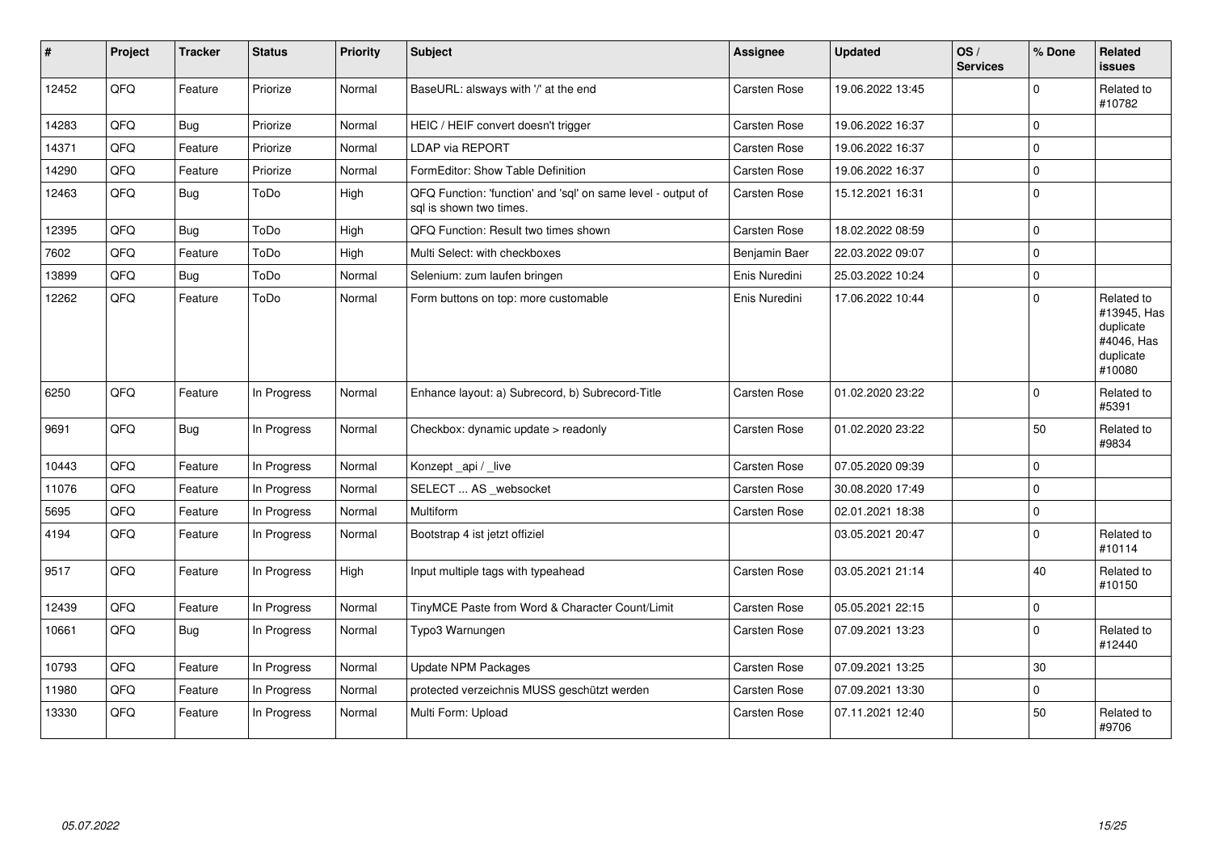| # | Project | Tracker | Status | Priority | Subject | Assignee | Updated | OS / Services | % Done | Related issues |
|---|---|---|---|---|---|---|---|---|---|---|
| 12452 | QFQ | Feature | Priorize | Normal | BaseURL: alsways with '/' at the end | Carsten Rose | 19.06.2022 13:45 | | 0 | Related to #10782 |
| 14283 | QFQ | Bug | Priorize | Normal | HEIC / HEIF convert doesn't trigger | Carsten Rose | 19.06.2022 16:37 | | 0 | |
| 14371 | QFQ | Feature | Priorize | Normal | LDAP via REPORT | Carsten Rose | 19.06.2022 16:37 | | 0 | |
| 14290 | QFQ | Feature | Priorize | Normal | FormEditor: Show Table Definition | Carsten Rose | 19.06.2022 16:37 | | 0 | |
| 12463 | QFQ | Bug | ToDo | High | QFQ Function: 'function' and 'sql' on same level - output of sql is shown two times. | Carsten Rose | 15.12.2021 16:31 | | 0 | |
| 12395 | QFQ | Bug | ToDo | High | QFQ Function: Result two times shown | Carsten Rose | 18.02.2022 08:59 | | 0 | |
| 7602 | QFQ | Feature | ToDo | High | Multi Select: with checkboxes | Benjamin Baer | 22.03.2022 09:07 | | 0 | |
| 13899 | QFQ | Bug | ToDo | Normal | Selenium: zum laufen bringen | Enis Nuredini | 25.03.2022 10:24 | | 0 | |
| 12262 | QFQ | Feature | ToDo | Normal | Form buttons on top: more customable | Enis Nuredini | 17.06.2022 10:44 | | 0 | Related to #13945, Has duplicate #4046, Has duplicate #10080 |
| 6250 | QFQ | Feature | In Progress | Normal | Enhance layout: a) Subrecord, b) Subrecord-Title | Carsten Rose | 01.02.2020 23:22 | | 0 | Related to #5391 |
| 9691 | QFQ | Bug | In Progress | Normal | Checkbox: dynamic update > readonly | Carsten Rose | 01.02.2020 23:22 | | 50 | Related to #9834 |
| 10443 | QFQ | Feature | In Progress | Normal | Konzept _api / _live | Carsten Rose | 07.05.2020 09:39 | | 0 | |
| 11076 | QFQ | Feature | In Progress | Normal | SELECT ... AS _websocket | Carsten Rose | 30.08.2020 17:49 | | 0 | |
| 5695 | QFQ | Feature | In Progress | Normal | Multiform | Carsten Rose | 02.01.2021 18:38 | | 0 | |
| 4194 | QFQ | Feature | In Progress | Normal | Bootstrap 4 ist jetzt offiziel | | 03.05.2021 20:47 | | 0 | Related to #10114 |
| 9517 | QFQ | Feature | In Progress | High | Input multiple tags with typeahead | Carsten Rose | 03.05.2021 21:14 | | 40 | Related to #10150 |
| 12439 | QFQ | Feature | In Progress | Normal | TinyMCE Paste from Word & Character Count/Limit | Carsten Rose | 05.05.2021 22:15 | | 0 | |
| 10661 | QFQ | Bug | In Progress | Normal | Typo3 Warnungen | Carsten Rose | 07.09.2021 13:23 | | 0 | Related to #12440 |
| 10793 | QFQ | Feature | In Progress | Normal | Update NPM Packages | Carsten Rose | 07.09.2021 13:25 | | 30 | |
| 11980 | QFQ | Feature | In Progress | Normal | protected verzeichnis MUSS geschützt werden | Carsten Rose | 07.09.2021 13:30 | | 0 | |
| 13330 | QFQ | Feature | In Progress | Normal | Multi Form: Upload | Carsten Rose | 07.11.2021 12:40 | | 50 | Related to #9706 |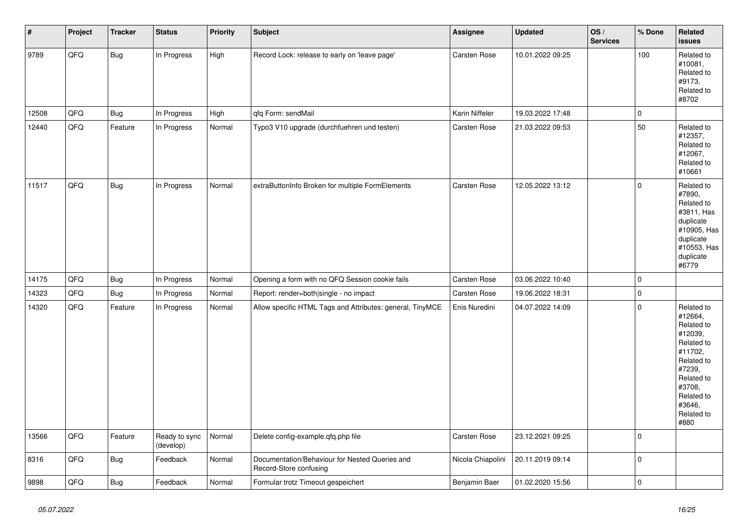| # | Project | Tracker | Status | Priority | Subject | Assignee | Updated | OS / Services | % Done | Related issues |
|---|---|---|---|---|---|---|---|---|---|---|
| 9789 | QFQ | Bug | In Progress | High | Record Lock: release to early on 'leave page' | Carsten Rose | 10.01.2022 09:25 | | 100 | Related to #10081, Related to #9173, Related to #8702 |
| 12508 | QFQ | Bug | In Progress | High | qfq Form: sendMail | Karin Niffeler | 19.03.2022 17:48 | | 0 | |
| 12440 | QFQ | Feature | In Progress | Normal | Typo3 V10 upgrade (durchfuehren und testen) | Carsten Rose | 21.03.2022 09:53 | | 50 | Related to #12357, Related to #12067, Related to #10661 |
| 11517 | QFQ | Bug | In Progress | Normal | extraButtonInfo Broken for multiple FormElements | Carsten Rose | 12.05.2022 13:12 | | 0 | Related to #7890, Related to #3811, Has duplicate #10905, Has duplicate #10553, Has duplicate #6779 |
| 14175 | QFQ | Bug | In Progress | Normal | Opening a form with no QFQ Session cookie fails | Carsten Rose | 03.06.2022 10:40 | | 0 | |
| 14323 | QFQ | Bug | In Progress | Normal | Report: render=both\|single - no impact | Carsten Rose | 19.06.2022 18:31 | | 0 | |
| 14320 | QFQ | Feature | In Progress | Normal | Allow specific HTML Tags and Attributes: general, TinyMCE | Enis Nuredini | 04.07.2022 14:09 | | 0 | Related to #12664, Related to #12039, Related to #11702, Related to #7239, Related to #3708, Related to #3646, Related to #880 |
| 13566 | QFQ | Feature | Ready to sync (develop) | Normal | Delete config-example.qfq.php file | Carsten Rose | 23.12.2021 09:25 | | 0 | |
| 8316 | QFQ | Bug | Feedback | Normal | Documentation/Behaviour for Nested Queries and Record-Store confusing | Nicola Chiapolini | 20.11.2019 09:14 | | 0 | |
| 9898 | QFQ | Bug | Feedback | Normal | Formular trotz Timeout gespeichert | Benjamin Baer | 01.02.2020 15:56 | | 0 | |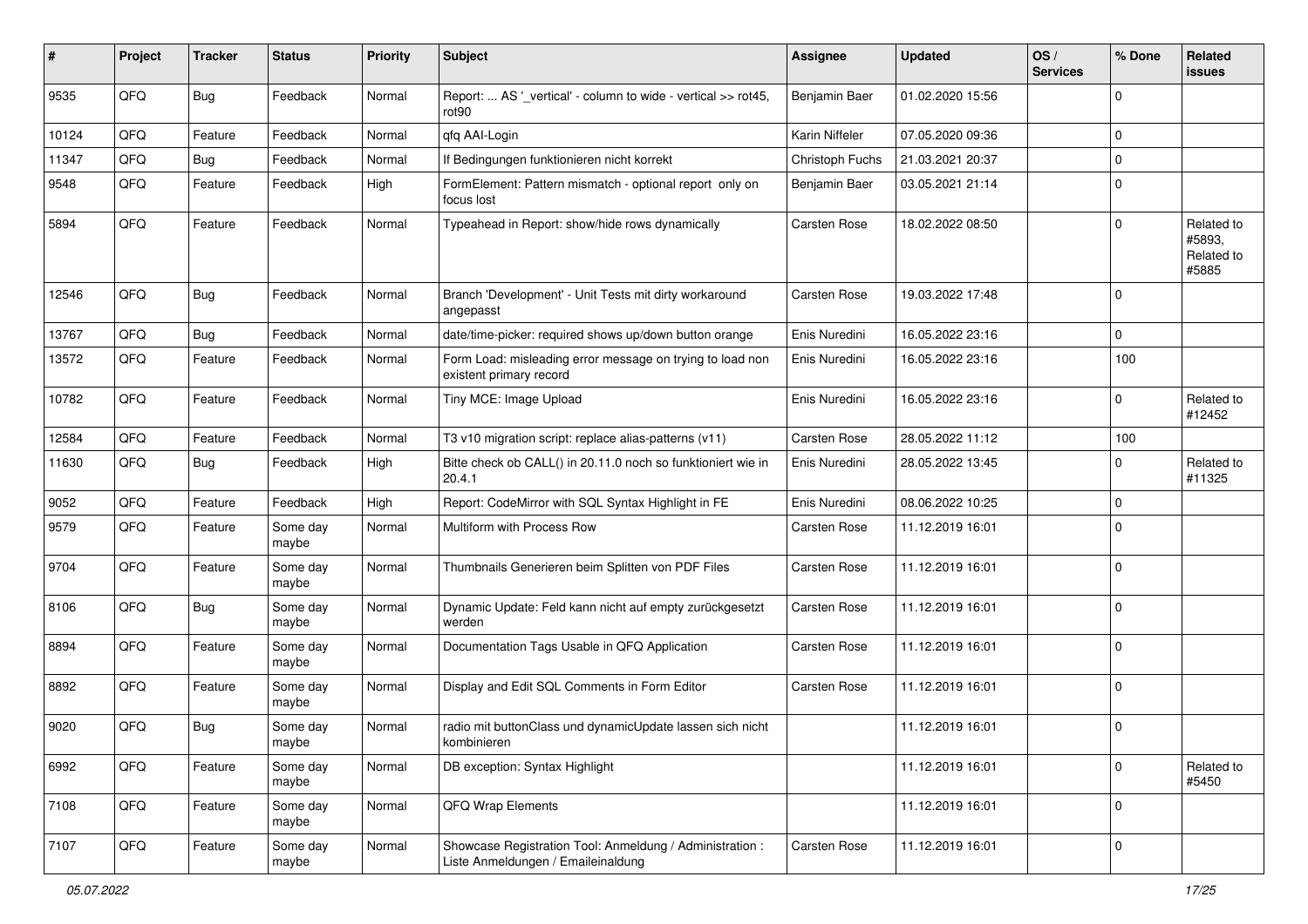| # | Project | Tracker | Status | Priority | Subject | Assignee | Updated | OS / Services | % Done | Related issues |
|---|---|---|---|---|---|---|---|---|---|---|
| 9535 | QFQ | Bug | Feedback | Normal | Report: ... AS '_vertical' - column to wide - vertical >> rot45, rot90 | Benjamin Baer | 01.02.2020 15:56 | | 0 | |
| 10124 | QFQ | Feature | Feedback | Normal | qfq AAI-Login | Karin Niffeler | 07.05.2020 09:36 | | 0 | |
| 11347 | QFQ | Bug | Feedback | Normal | If Bedingungen funktionieren nicht korrekt | Christoph Fuchs | 21.03.2021 20:37 | | 0 | |
| 9548 | QFQ | Feature | Feedback | High | FormElement: Pattern mismatch - optional report only on focus lost | Benjamin Baer | 03.05.2021 21:14 | | 0 | |
| 5894 | QFQ | Feature | Feedback | Normal | Typeahead in Report: show/hide rows dynamically | Carsten Rose | 18.02.2022 08:50 | | 0 | Related to #5893, Related to #5885 |
| 12546 | QFQ | Bug | Feedback | Normal | Branch 'Development' - Unit Tests mit dirty workaround angepasst | Carsten Rose | 19.03.2022 17:48 | | 0 | |
| 13767 | QFQ | Bug | Feedback | Normal | date/time-picker: required shows up/down button orange | Enis Nuredini | 16.05.2022 23:16 | | 0 | |
| 13572 | QFQ | Feature | Feedback | Normal | Form Load: misleading error message on trying to load non existent primary record | Enis Nuredini | 16.05.2022 23:16 | | 100 | |
| 10782 | QFQ | Feature | Feedback | Normal | Tiny MCE: Image Upload | Enis Nuredini | 16.05.2022 23:16 | | 0 | Related to #12452 |
| 12584 | QFQ | Feature | Feedback | Normal | T3 v10 migration script: replace alias-patterns (v11) | Carsten Rose | 28.05.2022 11:12 | | 100 | |
| 11630 | QFQ | Bug | Feedback | High | Bitte check ob CALL() in 20.11.0 noch so funktioniert wie in 20.4.1 | Enis Nuredini | 28.05.2022 13:45 | | 0 | Related to #11325 |
| 9052 | QFQ | Feature | Feedback | High | Report: CodeMirror with SQL Syntax Highlight in FE | Enis Nuredini | 08.06.2022 10:25 | | 0 | |
| 9579 | QFQ | Feature | Some day maybe | Normal | Multiform with Process Row | Carsten Rose | 11.12.2019 16:01 | | 0 | |
| 9704 | QFQ | Feature | Some day maybe | Normal | Thumbnails Generieren beim Splitten von PDF Files | Carsten Rose | 11.12.2019 16:01 | | 0 | |
| 8106 | QFQ | Bug | Some day maybe | Normal | Dynamic Update: Feld kann nicht auf empty zurückgesetzt werden | Carsten Rose | 11.12.2019 16:01 | | 0 | |
| 8894 | QFQ | Feature | Some day maybe | Normal | Documentation Tags Usable in QFQ Application | Carsten Rose | 11.12.2019 16:01 | | 0 | |
| 8892 | QFQ | Feature | Some day maybe | Normal | Display and Edit SQL Comments in Form Editor | Carsten Rose | 11.12.2019 16:01 | | 0 | |
| 9020 | QFQ | Bug | Some day maybe | Normal | radio mit buttonClass und dynamicUpdate lassen sich nicht kombinieren | | 11.12.2019 16:01 | | 0 | |
| 6992 | QFQ | Feature | Some day maybe | Normal | DB exception: Syntax Highlight | | 11.12.2019 16:01 | | 0 | Related to #5450 |
| 7108 | QFQ | Feature | Some day maybe | Normal | QFQ Wrap Elements | | 11.12.2019 16:01 | | 0 | |
| 7107 | QFQ | Feature | Some day maybe | Normal | Showcase Registration Tool: Anmeldung / Administration : Liste Anmeldungen / Emaileinaldung | Carsten Rose | 11.12.2019 16:01 | | 0 | |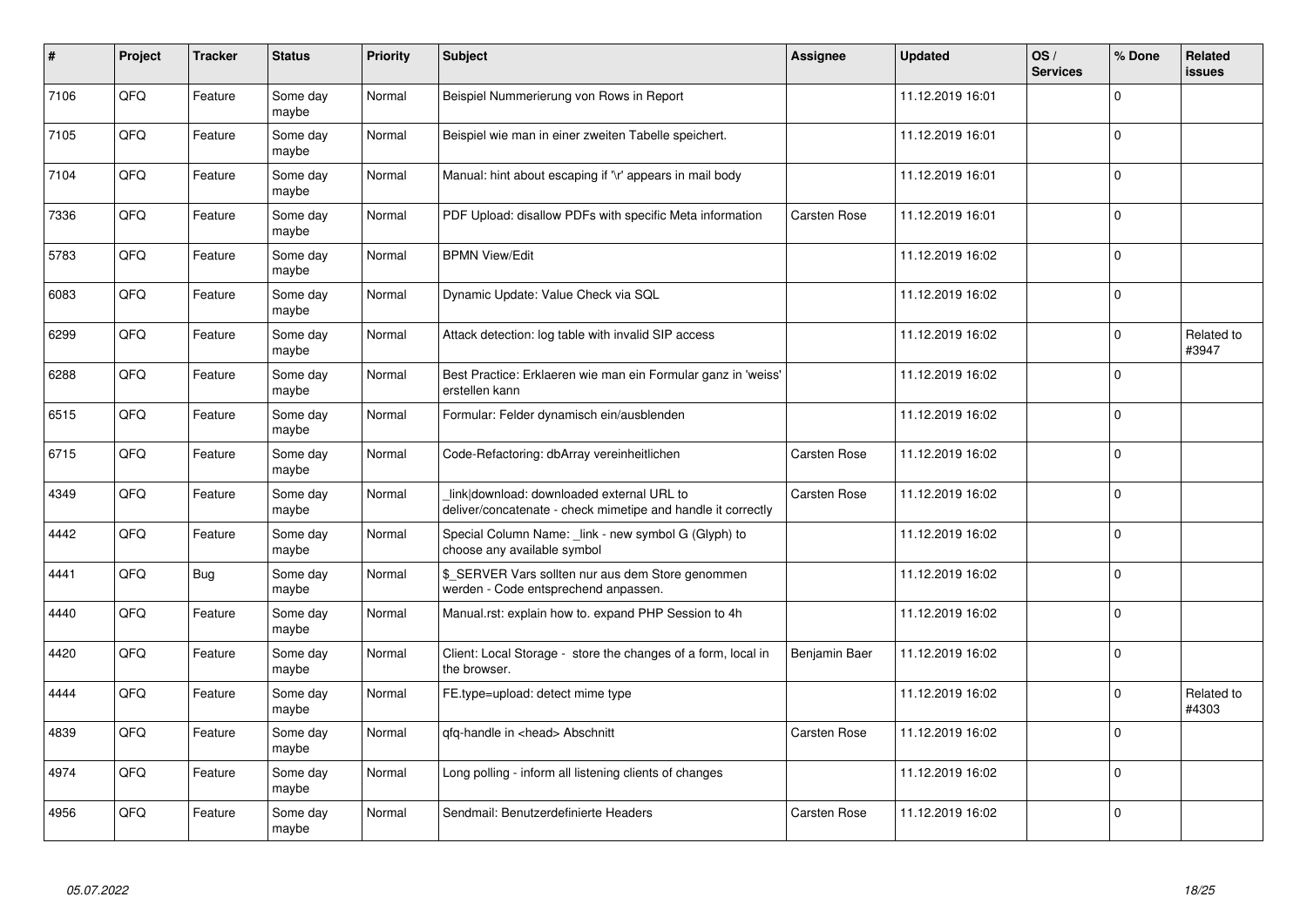| # | Project | Tracker | Status | Priority | Subject | Assignee | Updated | OS / Services | % Done | Related issues |
|---|---|---|---|---|---|---|---|---|---|---|
| 7106 | QFQ | Feature | Some day maybe | Normal | Beispiel Nummerierung von Rows in Report | | 11.12.2019 16:01 | | 0 | |
| 7105 | QFQ | Feature | Some day maybe | Normal | Beispiel wie man in einer zweiten Tabelle speichert. | | 11.12.2019 16:01 | | 0 | |
| 7104 | QFQ | Feature | Some day maybe | Normal | Manual: hint about escaping if '\r' appears in mail body | | 11.12.2019 16:01 | | 0 | |
| 7336 | QFQ | Feature | Some day maybe | Normal | PDF Upload: disallow PDFs with specific Meta information | Carsten Rose | 11.12.2019 16:01 | | 0 | |
| 5783 | QFQ | Feature | Some day maybe | Normal | BPMN View/Edit | | 11.12.2019 16:02 | | 0 | |
| 6083 | QFQ | Feature | Some day maybe | Normal | Dynamic Update: Value Check via SQL | | 11.12.2019 16:02 | | 0 | |
| 6299 | QFQ | Feature | Some day maybe | Normal | Attack detection: log table with invalid SIP access | | 11.12.2019 16:02 | | 0 | Related to #3947 |
| 6288 | QFQ | Feature | Some day maybe | Normal | Best Practice: Erklaeren wie man ein Formular ganz in 'weiss' erstellen kann | | 11.12.2019 16:02 | | 0 | |
| 6515 | QFQ | Feature | Some day maybe | Normal | Formular: Felder dynamisch ein/ausblenden | | 11.12.2019 16:02 | | 0 | |
| 6715 | QFQ | Feature | Some day maybe | Normal | Code-Refactoring: dbArray vereinheitlichen | Carsten Rose | 11.12.2019 16:02 | | 0 | |
| 4349 | QFQ | Feature | Some day maybe | Normal | _link\|download: downloaded external URL to deliver/concatenate - check mimetipe and handle it correctly | Carsten Rose | 11.12.2019 16:02 | | 0 | |
| 4442 | QFQ | Feature | Some day maybe | Normal | Special Column Name: _link - new symbol G (Glyph) to choose any available symbol | | 11.12.2019 16:02 | | 0 | |
| 4441 | QFQ | Bug | Some day maybe | Normal | $_SERVER Vars sollten nur aus dem Store genommen werden - Code entsprechend anpassen. | | 11.12.2019 16:02 | | 0 | |
| 4440 | QFQ | Feature | Some day maybe | Normal | Manual.rst: explain how to. expand PHP Session to 4h | | 11.12.2019 16:02 | | 0 | |
| 4420 | QFQ | Feature | Some day maybe | Normal | Client: Local Storage - store the changes of a form, local in the browser. | Benjamin Baer | 11.12.2019 16:02 | | 0 | |
| 4444 | QFQ | Feature | Some day maybe | Normal | FE.type=upload: detect mime type | | 11.12.2019 16:02 | | 0 | Related to #4303 |
| 4839 | QFQ | Feature | Some day maybe | Normal | qfq-handle in <head> Abschnitt | Carsten Rose | 11.12.2019 16:02 | | 0 | |
| 4974 | QFQ | Feature | Some day maybe | Normal | Long polling - inform all listening clients of changes | | 11.12.2019 16:02 | | 0 | |
| 4956 | QFQ | Feature | Some day maybe | Normal | Sendmail: Benutzerdefinierte Headers | Carsten Rose | 11.12.2019 16:02 | | 0 | |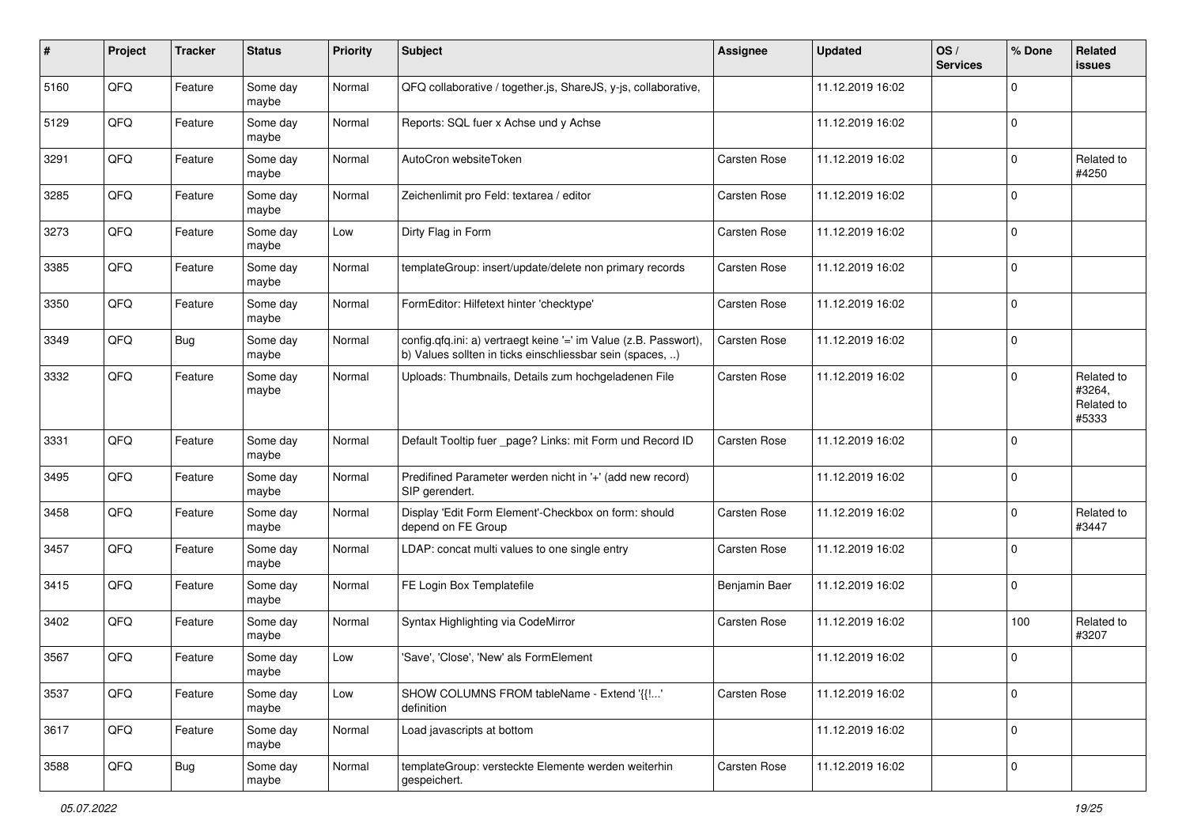| # | Project | Tracker | Status | Priority | Subject | Assignee | Updated | OS / Services | % Done | Related issues |
|---|---|---|---|---|---|---|---|---|---|---|
| 5160 | QFQ | Feature | Some day maybe | Normal | QFQ collaborative / together.js, ShareJS, y-js, collaborative, | | 11.12.2019 16:02 | | 0 | |
| 5129 | QFQ | Feature | Some day maybe | Normal | Reports: SQL fuer x Achse und y Achse | | 11.12.2019 16:02 | | 0 | |
| 3291 | QFQ | Feature | Some day maybe | Normal | AutoCron websiteToken | Carsten Rose | 11.12.2019 16:02 | | 0 | Related to #4250 |
| 3285 | QFQ | Feature | Some day maybe | Normal | Zeichenlimit pro Feld: textarea / editor | Carsten Rose | 11.12.2019 16:02 | | 0 | |
| 3273 | QFQ | Feature | Some day maybe | Low | Dirty Flag in Form | Carsten Rose | 11.12.2019 16:02 | | 0 | |
| 3385 | QFQ | Feature | Some day maybe | Normal | templateGroup: insert/update/delete non primary records | Carsten Rose | 11.12.2019 16:02 | | 0 | |
| 3350 | QFQ | Feature | Some day maybe | Normal | FormEditor: Hilfetext hinter 'checktype' | Carsten Rose | 11.12.2019 16:02 | | 0 | |
| 3349 | QFQ | Bug | Some day maybe | Normal | config.qfq.ini: a) vertraegt keine '=' im Value (z.B. Passwort), b) Values sollten in ticks einschliessbar sein (spaces, ..) | Carsten Rose | 11.12.2019 16:02 | | 0 | |
| 3332 | QFQ | Feature | Some day maybe | Normal | Uploads: Thumbnails, Details zum hochgeladenen File | Carsten Rose | 11.12.2019 16:02 | | 0 | Related to #3264, Related to #5333 |
| 3331 | QFQ | Feature | Some day maybe | Normal | Default Tooltip fuer _page? Links: mit Form und Record ID | Carsten Rose | 11.12.2019 16:02 | | 0 | |
| 3495 | QFQ | Feature | Some day maybe | Normal | Predifined Parameter werden nicht in '+' (add new record) SIP gerendert. | | 11.12.2019 16:02 | | 0 | |
| 3458 | QFQ | Feature | Some day maybe | Normal | Display 'Edit Form Element'-Checkbox on form: should depend on FE Group | Carsten Rose | 11.12.2019 16:02 | | 0 | Related to #3447 |
| 3457 | QFQ | Feature | Some day maybe | Normal | LDAP: concat multi values to one single entry | Carsten Rose | 11.12.2019 16:02 | | 0 | |
| 3415 | QFQ | Feature | Some day maybe | Normal | FE Login Box Templatefile | Benjamin Baer | 11.12.2019 16:02 | | 0 | |
| 3402 | QFQ | Feature | Some day maybe | Normal | Syntax Highlighting via CodeMirror | Carsten Rose | 11.12.2019 16:02 | | 100 | Related to #3207 |
| 3567 | QFQ | Feature | Some day maybe | Low | 'Save', 'Close', 'New' als FormElement | | 11.12.2019 16:02 | | 0 | |
| 3537 | QFQ | Feature | Some day maybe | Low | SHOW COLUMNS FROM tableName - Extend '{{!...' definition | Carsten Rose | 11.12.2019 16:02 | | 0 | |
| 3617 | QFQ | Feature | Some day maybe | Normal | Load javascripts at bottom | | 11.12.2019 16:02 | | 0 | |
| 3588 | QFQ | Bug | Some day maybe | Normal | templateGroup: versteckte Elemente werden weiterhin gespeichert. | Carsten Rose | 11.12.2019 16:02 | | 0 | |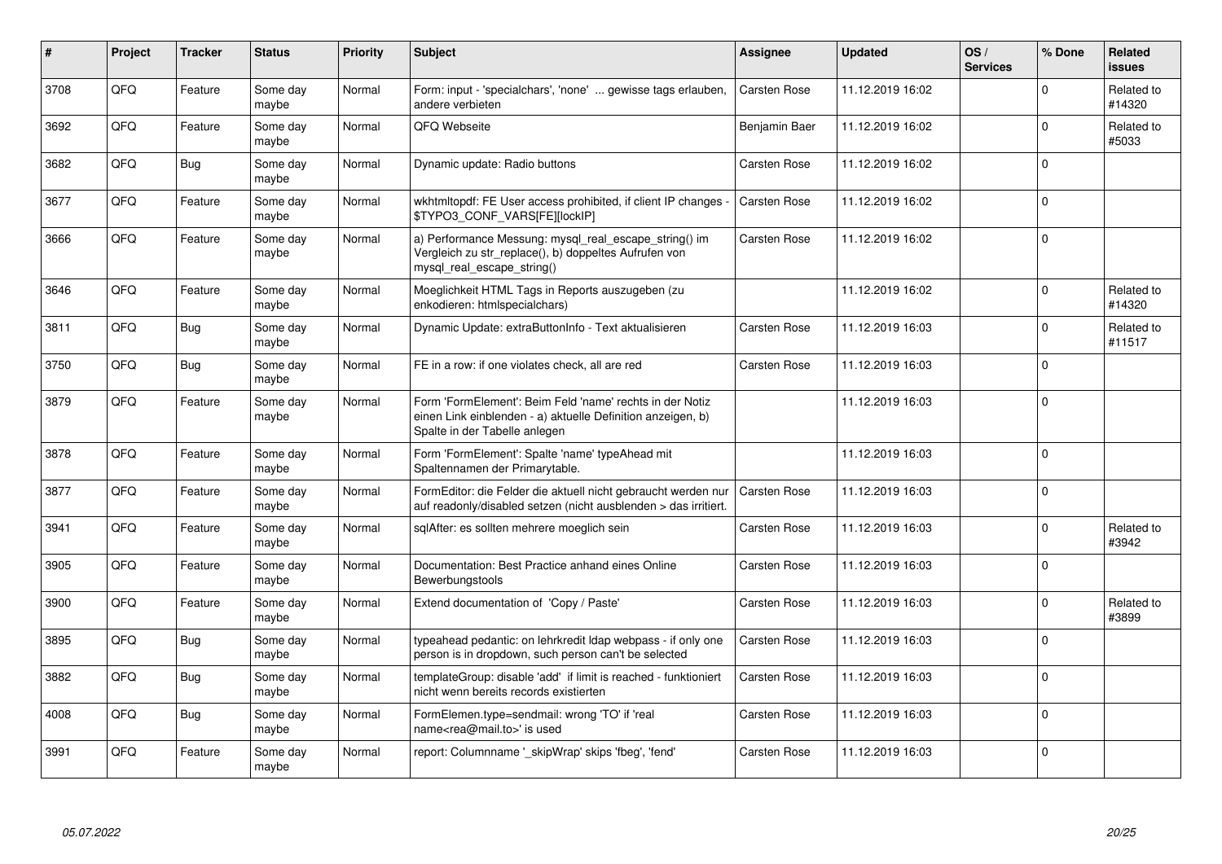| # | Project | Tracker | Status | Priority | Subject | Assignee | Updated | OS / Services | % Done | Related issues |
|---|---|---|---|---|---|---|---|---|---|---|
| 3708 | QFQ | Feature | Some day maybe | Normal | Form: input - 'specialchars', 'none' ... gewisse tags erlauben, andere verbieten | Carsten Rose | 11.12.2019 16:02 | | 0 | Related to #14320 |
| 3692 | QFQ | Feature | Some day maybe | Normal | QFQ Webseite | Benjamin Baer | 11.12.2019 16:02 | | 0 | Related to #5033 |
| 3682 | QFQ | Bug | Some day maybe | Normal | Dynamic update: Radio buttons | Carsten Rose | 11.12.2019 16:02 | | 0 | |
| 3677 | QFQ | Feature | Some day maybe | Normal | wkhtmltopdf: FE User access prohibited, if client IP changes - $TYPO3_CONF_VARS[FE][lockIP] | Carsten Rose | 11.12.2019 16:02 | | 0 | |
| 3666 | QFQ | Feature | Some day maybe | Normal | a) Performance Messung: mysql_real_escape_string() im Vergleich zu str_replace(), b) doppeltes Aufrufen von mysql_real_escape_string() | Carsten Rose | 11.12.2019 16:02 | | 0 | |
| 3646 | QFQ | Feature | Some day maybe | Normal | Moeglichkeit HTML Tags in Reports auszugeben (zu enkodieren: htmlspecialchars) | | 11.12.2019 16:02 | | 0 | Related to #14320 |
| 3811 | QFQ | Bug | Some day maybe | Normal | Dynamic Update: extraButtonInfo - Text aktualisieren | Carsten Rose | 11.12.2019 16:03 | | 0 | Related to #11517 |
| 3750 | QFQ | Bug | Some day maybe | Normal | FE in a row: if one violates check, all are red | Carsten Rose | 11.12.2019 16:03 | | 0 | |
| 3879 | QFQ | Feature | Some day maybe | Normal | Form 'FormElement': Beim Feld 'name' rechts in der Notiz einen Link einblenden - a) aktuelle Definition anzeigen, b) Spalte in der Tabelle anlegen | | 11.12.2019 16:03 | | 0 | |
| 3878 | QFQ | Feature | Some day maybe | Normal | Form 'FormElement': Spalte 'name' typeAhead mit Spaltennamen der Primarytable. | | 11.12.2019 16:03 | | 0 | |
| 3877 | QFQ | Feature | Some day maybe | Normal | FormEditor: die Felder die aktuell nicht gebraucht werden nur auf readonly/disabled setzen (nicht ausblenden > das irritiert. | Carsten Rose | 11.12.2019 16:03 | | 0 | |
| 3941 | QFQ | Feature | Some day maybe | Normal | sqlAfter: es sollten mehrere moeglich sein | Carsten Rose | 11.12.2019 16:03 | | 0 | Related to #3942 |
| 3905 | QFQ | Feature | Some day maybe | Normal | Documentation: Best Practice anhand eines Online Bewerbungstools | Carsten Rose | 11.12.2019 16:03 | | 0 | |
| 3900 | QFQ | Feature | Some day maybe | Normal | Extend documentation of 'Copy / Paste' | Carsten Rose | 11.12.2019 16:03 | | 0 | Related to #3899 |
| 3895 | QFQ | Bug | Some day maybe | Normal | typeahead pedantic: on lehrkredit ldap webpass - if only one person is in dropdown, such person can't be selected | Carsten Rose | 11.12.2019 16:03 | | 0 | |
| 3882 | QFQ | Bug | Some day maybe | Normal | templateGroup: disable 'add' if limit is reached - funktioniert nicht wenn bereits records existierten | Carsten Rose | 11.12.2019 16:03 | | 0 | |
| 4008 | QFQ | Bug | Some day maybe | Normal | FormElemen.type=sendmail: wrong 'TO' if 'real name<rea@mail.to>' is used | Carsten Rose | 11.12.2019 16:03 | | 0 | |
| 3991 | QFQ | Feature | Some day maybe | Normal | report: Columnname '_skipWrap' skips 'fbeg', 'fend' | Carsten Rose | 11.12.2019 16:03 | | 0 | |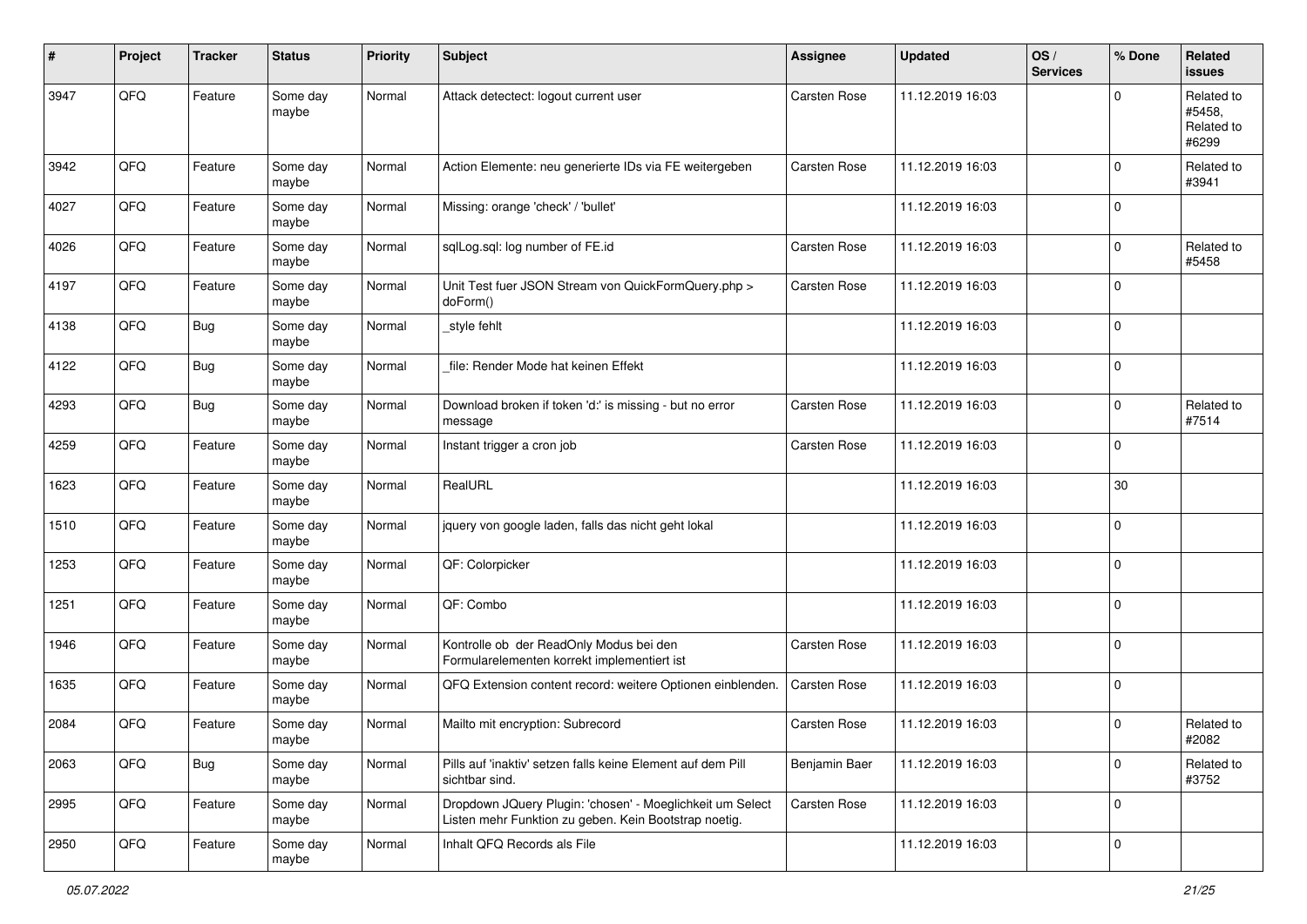| # | Project | Tracker | Status | Priority | Subject | Assignee | Updated | OS / Services | % Done | Related issues |
|---|---|---|---|---|---|---|---|---|---|---|
| 3947 | QFQ | Feature | Some day maybe | Normal | Attack detectect: logout current user | Carsten Rose | 11.12.2019 16:03 | | 0 | Related to #5458, Related to #6299 |
| 3942 | QFQ | Feature | Some day maybe | Normal | Action Elemente: neu generierte IDs via FE weitergeben | Carsten Rose | 11.12.2019 16:03 | | 0 | Related to #3941 |
| 4027 | QFQ | Feature | Some day maybe | Normal | Missing: orange 'check' / 'bullet' | | 11.12.2019 16:03 | | 0 | |
| 4026 | QFQ | Feature | Some day maybe | Normal | sqlLog.sql: log number of FE.id | Carsten Rose | 11.12.2019 16:03 | | 0 | Related to #5458 |
| 4197 | QFQ | Feature | Some day maybe | Normal | Unit Test fuer JSON Stream von QuickFormQuery.php > doForm() | Carsten Rose | 11.12.2019 16:03 | | 0 | |
| 4138 | QFQ | Bug | Some day maybe | Normal | _style fehlt | | 11.12.2019 16:03 | | 0 | |
| 4122 | QFQ | Bug | Some day maybe | Normal | _file: Render Mode hat keinen Effekt | | 11.12.2019 16:03 | | 0 | |
| 4293 | QFQ | Bug | Some day maybe | Normal | Download broken if token 'd:' is missing - but no error message | Carsten Rose | 11.12.2019 16:03 | | 0 | Related to #7514 |
| 4259 | QFQ | Feature | Some day maybe | Normal | Instant trigger a cron job | Carsten Rose | 11.12.2019 16:03 | | 0 | |
| 1623 | QFQ | Feature | Some day maybe | Normal | RealURL | | 11.12.2019 16:03 | | 30 | |
| 1510 | QFQ | Feature | Some day maybe | Normal | jquery von google laden, falls das nicht geht lokal | | 11.12.2019 16:03 | | 0 | |
| 1253 | QFQ | Feature | Some day maybe | Normal | QF: Colorpicker | | 11.12.2019 16:03 | | 0 | |
| 1251 | QFQ | Feature | Some day maybe | Normal | QF: Combo | | 11.12.2019 16:03 | | 0 | |
| 1946 | QFQ | Feature | Some day maybe | Normal | Kontrolle ob der ReadOnly Modus bei den Formularelementen korrekt implementiert ist | Carsten Rose | 11.12.2019 16:03 | | 0 | |
| 1635 | QFQ | Feature | Some day maybe | Normal | QFQ Extension content record: weitere Optionen einblenden. | Carsten Rose | 11.12.2019 16:03 | | 0 | |
| 2084 | QFQ | Feature | Some day maybe | Normal | Mailto mit encryption: Subrecord | Carsten Rose | 11.12.2019 16:03 | | 0 | Related to #2082 |
| 2063 | QFQ | Bug | Some day maybe | Normal | Pills auf 'inaktiv' setzen falls keine Element auf dem Pill sichtbar sind. | Benjamin Baer | 11.12.2019 16:03 | | 0 | Related to #3752 |
| 2995 | QFQ | Feature | Some day maybe | Normal | Dropdown JQuery Plugin: 'chosen' - Moeglichkeit um Select Listen mehr Funktion zu geben. Kein Bootstrap noetig. | Carsten Rose | 11.12.2019 16:03 | | 0 | |
| 2950 | QFQ | Feature | Some day maybe | Normal | Inhalt QFQ Records als File | | 11.12.2019 16:03 | | 0 | |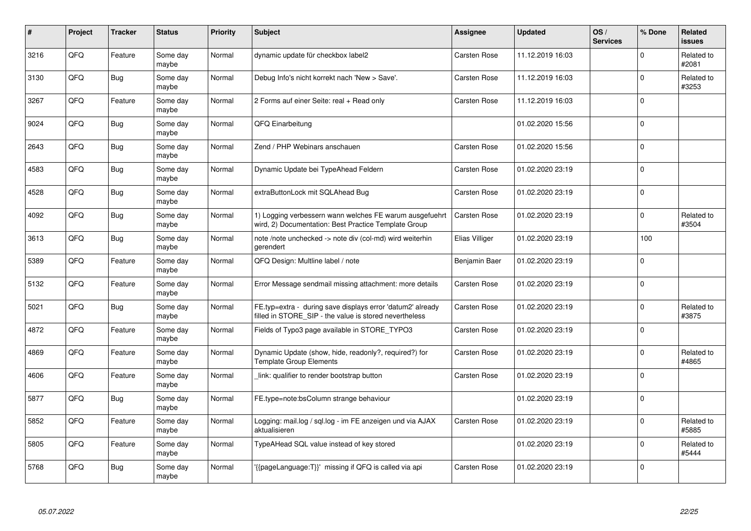| # | Project | Tracker | Status | Priority | Subject | Assignee | Updated | OS / Services | % Done | Related issues |
|---|---|---|---|---|---|---|---|---|---|---|
| 3216 | QFQ | Feature | Some day maybe | Normal | dynamic update für checkbox label2 | Carsten Rose | 11.12.2019 16:03 | | 0 | Related to #2081 |
| 3130 | QFQ | Bug | Some day maybe | Normal | Debug Info's nicht korrekt nach 'New > Save'. | Carsten Rose | 11.12.2019 16:03 | | 0 | Related to #3253 |
| 3267 | QFQ | Feature | Some day maybe | Normal | 2 Forms auf einer Seite: real + Read only | Carsten Rose | 11.12.2019 16:03 | | 0 | |
| 9024 | QFQ | Bug | Some day maybe | Normal | QFQ Einarbeitung | | 01.02.2020 15:56 | | 0 | |
| 2643 | QFQ | Bug | Some day maybe | Normal | Zend / PHP Webinars anschauen | Carsten Rose | 01.02.2020 15:56 | | 0 | |
| 4583 | QFQ | Bug | Some day maybe | Normal | Dynamic Update bei TypeAhead Feldern | Carsten Rose | 01.02.2020 23:19 | | 0 | |
| 4528 | QFQ | Bug | Some day maybe | Normal | extraButtonLock mit SQLAhead Bug | Carsten Rose | 01.02.2020 23:19 | | 0 | |
| 4092 | QFQ | Bug | Some day maybe | Normal | 1) Logging verbessern wann welches FE warum ausgefuehrt wird, 2) Documentation: Best Practice Template Group | Carsten Rose | 01.02.2020 23:19 | | 0 | Related to #3504 |
| 3613 | QFQ | Bug | Some day maybe | Normal | note /note unchecked -> note div (col-md) wird weiterhin gerendert | Elias Villiger | 01.02.2020 23:19 | | 100 | |
| 5389 | QFQ | Feature | Some day maybe | Normal | QFQ Design: Multline label / note | Benjamin Baer | 01.02.2020 23:19 | | 0 | |
| 5132 | QFQ | Feature | Some day maybe | Normal | Error Message sendmail missing attachment: more details | Carsten Rose | 01.02.2020 23:19 | | 0 | |
| 5021 | QFQ | Bug | Some day maybe | Normal | FE.typ=extra - during save displays error 'datum2' already filled in STORE_SIP - the value is stored nevertheless | Carsten Rose | 01.02.2020 23:19 | | 0 | Related to #3875 |
| 4872 | QFQ | Feature | Some day maybe | Normal | Fields of Typo3 page available in STORE_TYPO3 | Carsten Rose | 01.02.2020 23:19 | | 0 | |
| 4869 | QFQ | Feature | Some day maybe | Normal | Dynamic Update (show, hide, readonly?, required?) for Template Group Elements | Carsten Rose | 01.02.2020 23:19 | | 0 | Related to #4865 |
| 4606 | QFQ | Feature | Some day maybe | Normal | _link: qualifier to render bootstrap button | Carsten Rose | 01.02.2020 23:19 | | 0 | |
| 5877 | QFQ | Bug | Some day maybe | Normal | FE.type=note:bsColumn strange behaviour | | 01.02.2020 23:19 | | 0 | |
| 5852 | QFQ | Feature | Some day maybe | Normal | Logging: mail.log / sql.log - im FE anzeigen und via AJAX aktualisieren | Carsten Rose | 01.02.2020 23:19 | | 0 | Related to #5885 |
| 5805 | QFQ | Feature | Some day maybe | Normal | TypeAHead SQL value instead of key stored | | 01.02.2020 23:19 | | 0 | Related to #5444 |
| 5768 | QFQ | Bug | Some day maybe | Normal | '{{pageLanguage:T}}' missing if QFQ is called via api | Carsten Rose | 01.02.2020 23:19 | | 0 | |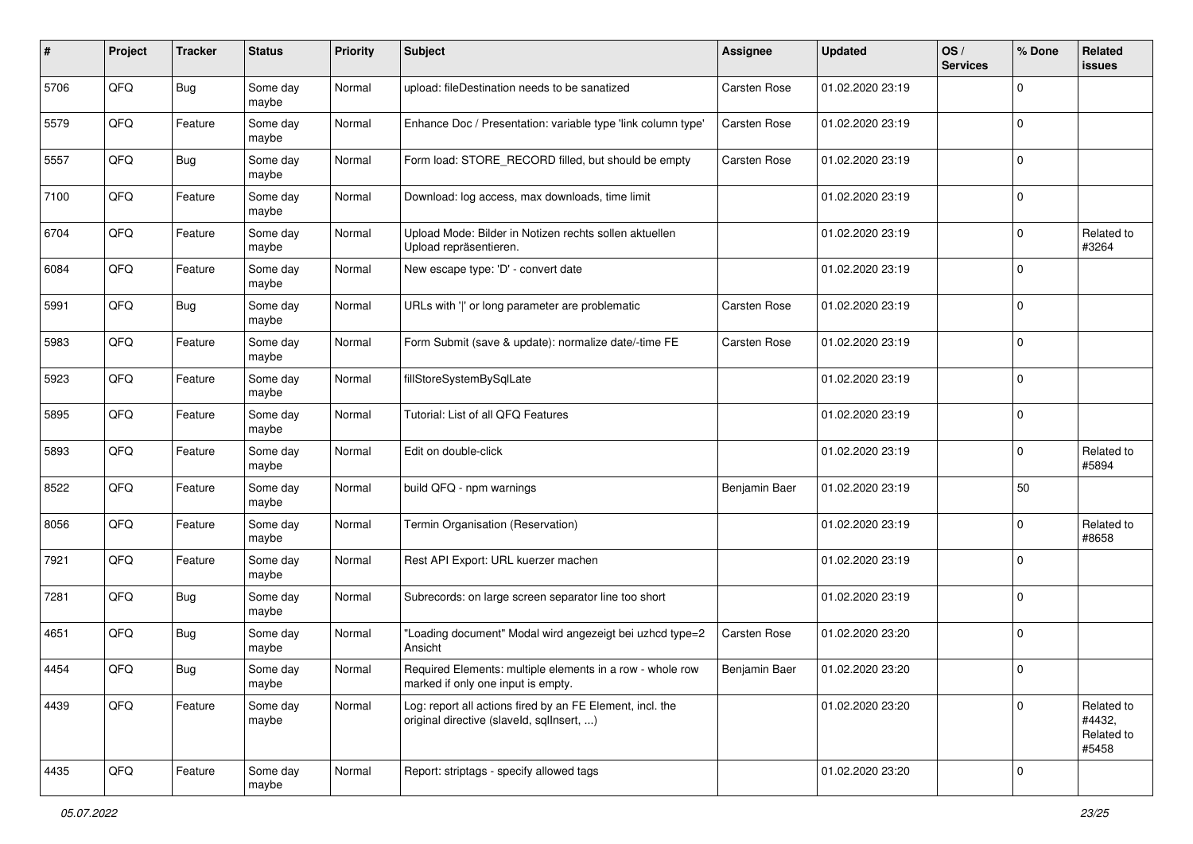| # | Project | Tracker | Status | Priority | Subject | Assignee | Updated | OS / Services | % Done | Related issues |
|---|---|---|---|---|---|---|---|---|---|---|
| 5706 | QFQ | Bug | Some day maybe | Normal | upload: fileDestination needs to be sanatized | Carsten Rose | 01.02.2020 23:19 | | 0 | |
| 5579 | QFQ | Feature | Some day maybe | Normal | Enhance Doc / Presentation: variable type 'link column type' | Carsten Rose | 01.02.2020 23:19 | | 0 | |
| 5557 | QFQ | Bug | Some day maybe | Normal | Form load: STORE_RECORD filled, but should be empty | Carsten Rose | 01.02.2020 23:19 | | 0 | |
| 7100 | QFQ | Feature | Some day maybe | Normal | Download: log access, max downloads, time limit | | 01.02.2020 23:19 | | 0 | |
| 6704 | QFQ | Feature | Some day maybe | Normal | Upload Mode: Bilder in Notizen rechts sollen aktuellen Upload repräsentieren. | | 01.02.2020 23:19 | | 0 | Related to #3264 |
| 6084 | QFQ | Feature | Some day maybe | Normal | New escape type: 'D' - convert date | | 01.02.2020 23:19 | | 0 | |
| 5991 | QFQ | Bug | Some day maybe | Normal | URLs with '\|' or long parameter are problematic | Carsten Rose | 01.02.2020 23:19 | | 0 | |
| 5983 | QFQ | Feature | Some day maybe | Normal | Form Submit (save & update): normalize date/-time FE | Carsten Rose | 01.02.2020 23:19 | | 0 | |
| 5923 | QFQ | Feature | Some day maybe | Normal | fillStoreSystemBySqlLate | | 01.02.2020 23:19 | | 0 | |
| 5895 | QFQ | Feature | Some day maybe | Normal | Tutorial: List of all QFQ Features | | 01.02.2020 23:19 | | 0 | |
| 5893 | QFQ | Feature | Some day maybe | Normal | Edit on double-click | | 01.02.2020 23:19 | | 0 | Related to #5894 |
| 8522 | QFQ | Feature | Some day maybe | Normal | build QFQ - npm warnings | Benjamin Baer | 01.02.2020 23:19 | | 50 | |
| 8056 | QFQ | Feature | Some day maybe | Normal | Termin Organisation (Reservation) | | 01.02.2020 23:19 | | 0 | Related to #8658 |
| 7921 | QFQ | Feature | Some day maybe | Normal | Rest API Export: URL kuerzer machen | | 01.02.2020 23:19 | | 0 | |
| 7281 | QFQ | Bug | Some day maybe | Normal | Subrecords: on large screen separator line too short | | 01.02.2020 23:19 | | 0 | |
| 4651 | QFQ | Bug | Some day maybe | Normal | "Loading document" Modal wird angezeigt bei uzhcd type=2 Ansicht | Carsten Rose | 01.02.2020 23:20 | | 0 | |
| 4454 | QFQ | Bug | Some day maybe | Normal | Required Elements: multiple elements in a row - whole row marked if only one input is empty. | Benjamin Baer | 01.02.2020 23:20 | | 0 | |
| 4439 | QFQ | Feature | Some day maybe | Normal | Log: report all actions fired by an FE Element, incl. the original directive (slaveId, sqlInsert, ...) | | 01.02.2020 23:20 | | 0 | Related to #4432, Related to #5458 |
| 4435 | QFQ | Feature | Some day maybe | Normal | Report: striptags - specify allowed tags | | 01.02.2020 23:20 | | 0 | |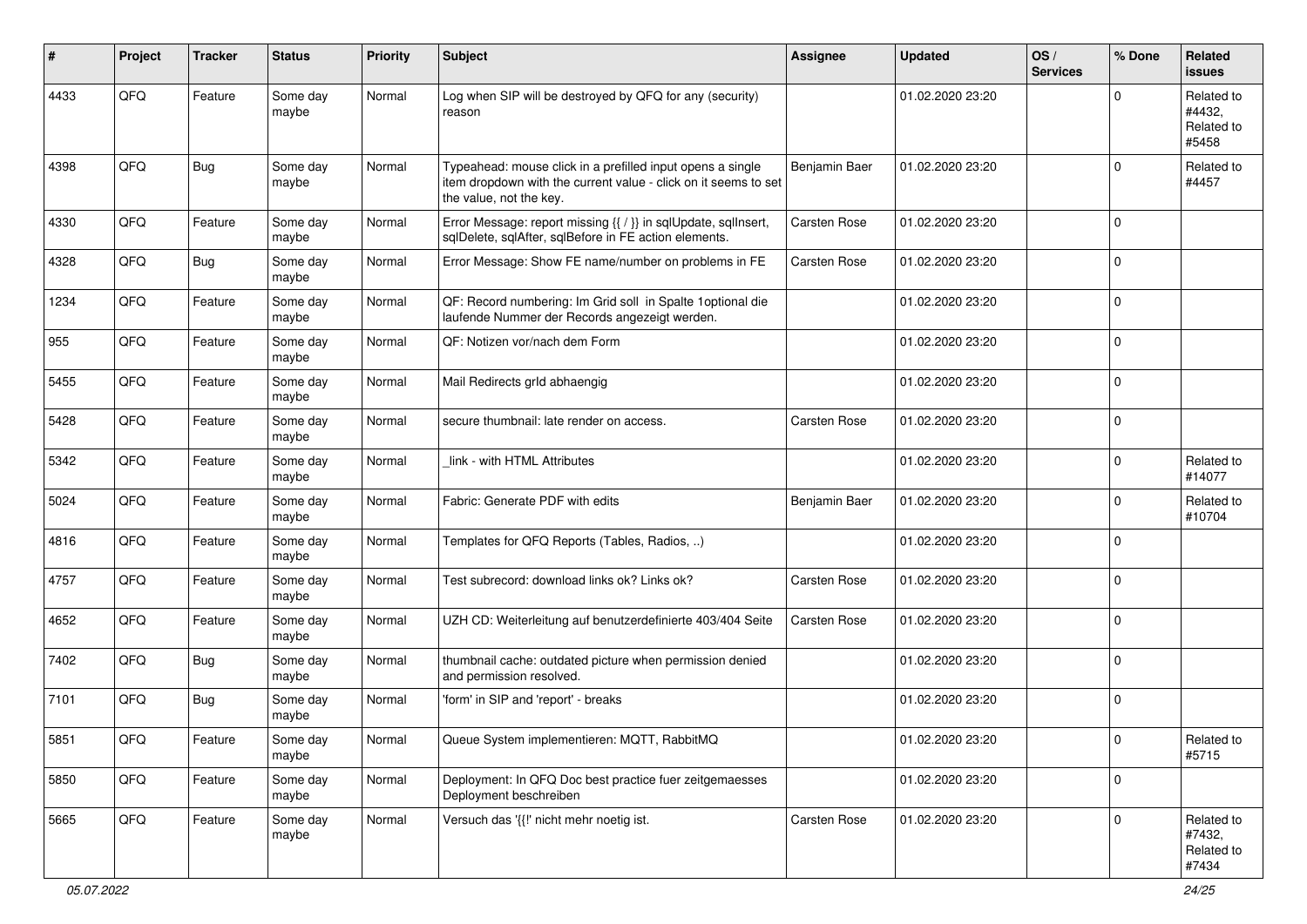| # | Project | Tracker | Status | Priority | Subject | Assignee | Updated | OS / Services | % Done | Related issues |
|---|---|---|---|---|---|---|---|---|---|---|
| 4433 | QFQ | Feature | Some day maybe | Normal | Log when SIP will be destroyed by QFQ for any (security) reason | | 01.02.2020 23:20 | | 0 | Related to #4432, Related to #5458 |
| 4398 | QFQ | Bug | Some day maybe | Normal | Typeahead: mouse click in a prefilled input opens a single item dropdown with the current value - click on it seems to set the value, not the key. | Benjamin Baer | 01.02.2020 23:20 | | 0 | Related to #4457 |
| 4330 | QFQ | Feature | Some day maybe | Normal | Error Message: report missing {{ / }} in sqlUpdate, sqlInsert, sqlDelete, sqlAfter, sqlBefore in FE action elements. | Carsten Rose | 01.02.2020 23:20 | | 0 | |
| 4328 | QFQ | Bug | Some day maybe | Normal | Error Message: Show FE name/number on problems in FE | Carsten Rose | 01.02.2020 23:20 | | 0 | |
| 1234 | QFQ | Feature | Some day maybe | Normal | QF: Record numbering: Im Grid soll in Spalte 1optional die laufende Nummer der Records angezeigt werden. | | 01.02.2020 23:20 | | 0 | |
| 955 | QFQ | Feature | Some day maybe | Normal | QF: Notizen vor/nach dem Form | | 01.02.2020 23:20 | | 0 | |
| 5455 | QFQ | Feature | Some day maybe | Normal | Mail Redirects grld abhaengig | | 01.02.2020 23:20 | | 0 | |
| 5428 | QFQ | Feature | Some day maybe | Normal | secure thumbnail: late render on access. | Carsten Rose | 01.02.2020 23:20 | | 0 | |
| 5342 | QFQ | Feature | Some day maybe | Normal | _link - with HTML Attributes | | 01.02.2020 23:20 | | 0 | Related to #14077 |
| 5024 | QFQ | Feature | Some day maybe | Normal | Fabric: Generate PDF with edits | Benjamin Baer | 01.02.2020 23:20 | | 0 | Related to #10704 |
| 4816 | QFQ | Feature | Some day maybe | Normal | Templates for QFQ Reports (Tables, Radios, ..) | | 01.02.2020 23:20 | | 0 | |
| 4757 | QFQ | Feature | Some day maybe | Normal | Test subrecord: download links ok? Links ok? | Carsten Rose | 01.02.2020 23:20 | | 0 | |
| 4652 | QFQ | Feature | Some day maybe | Normal | UZH CD: Weiterleitung auf benutzerdefinierte 403/404 Seite | Carsten Rose | 01.02.2020 23:20 | | 0 | |
| 7402 | QFQ | Bug | Some day maybe | Normal | thumbnail cache: outdated picture when permission denied and permission resolved. | | 01.02.2020 23:20 | | 0 | |
| 7101 | QFQ | Bug | Some day maybe | Normal | 'form' in SIP and 'report' - breaks | | 01.02.2020 23:20 | | 0 | |
| 5851 | QFQ | Feature | Some day maybe | Normal | Queue System implementieren: MQTT, RabbitMQ | | 01.02.2020 23:20 | | 0 | Related to #5715 |
| 5850 | QFQ | Feature | Some day maybe | Normal | Deployment: In QFQ Doc best practice fuer zeitgemaesses Deployment beschreiben | | 01.02.2020 23:20 | | 0 | |
| 5665 | QFQ | Feature | Some day maybe | Normal | Versuch das '{{!' nicht mehr noetig ist. | Carsten Rose | 01.02.2020 23:20 | | 0 | Related to #7432, Related to #7434 |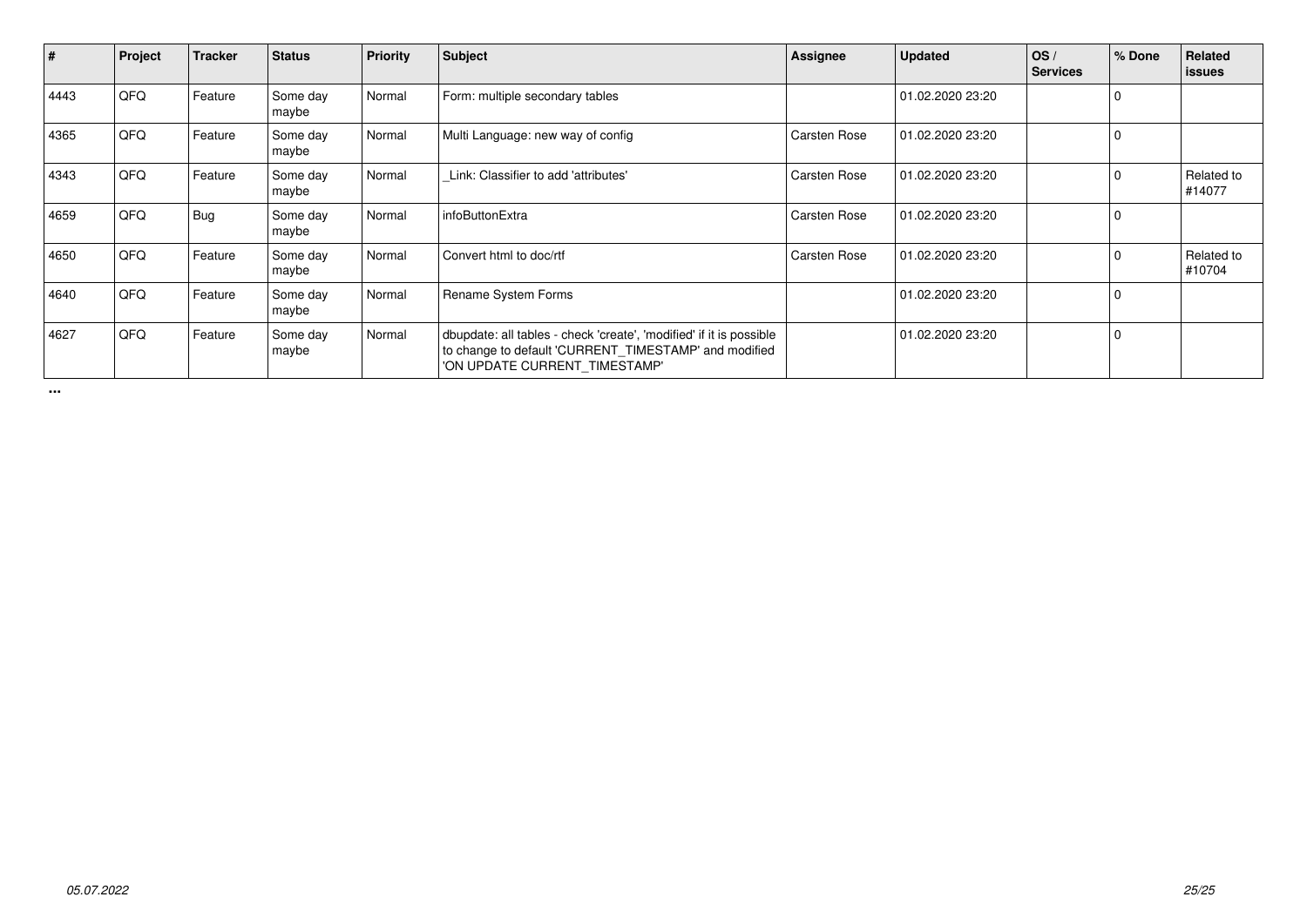| # | Project | Tracker | Status | Priority | Subject | Assignee | Updated | OS / Services | % Done | Related issues |
|---|---|---|---|---|---|---|---|---|---|---|
| 4443 | QFQ | Feature | Some day maybe | Normal | Form: multiple secondary tables | | 01.02.2020 23:20 | | 0 | |
| 4365 | QFQ | Feature | Some day maybe | Normal | Multi Language: new way of config | Carsten Rose | 01.02.2020 23:20 | | 0 | |
| 4343 | QFQ | Feature | Some day maybe | Normal | _Link: Classifier to add 'attributes' | Carsten Rose | 01.02.2020 23:20 | | 0 | Related to #14077 |
| 4659 | QFQ | Bug | Some day maybe | Normal | infoButtonExtra | Carsten Rose | 01.02.2020 23:20 | | 0 | |
| 4650 | QFQ | Feature | Some day maybe | Normal | Convert html to doc/rtf | Carsten Rose | 01.02.2020 23:20 | | 0 | Related to #10704 |
| 4640 | QFQ | Feature | Some day maybe | Normal | Rename System Forms | | 01.02.2020 23:20 | | 0 | |
| 4627 | QFQ | Feature | Some day maybe | Normal | dbupdate: all tables - check 'create', 'modified' if it is possible to change to default 'CURRENT_TIMESTAMP' and modified 'ON UPDATE CURRENT_TIMESTAMP' | | 01.02.2020 23:20 | | 0 | |

**...**